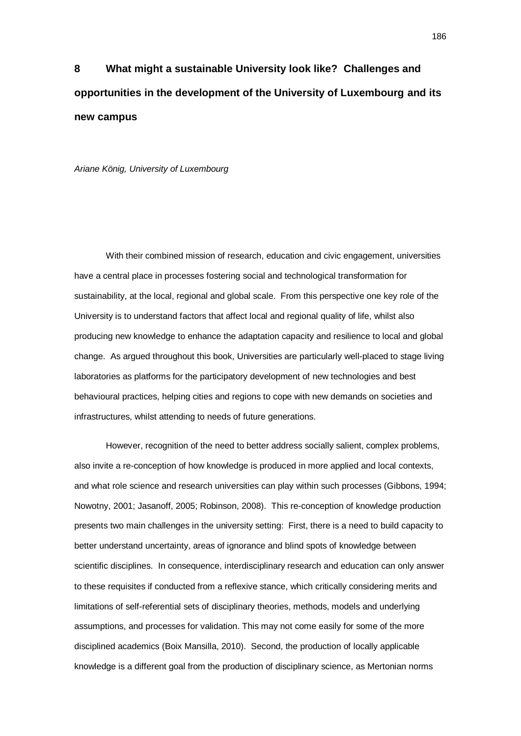# 8 What might a sustainable University look like? Challenges and opportunities in the development of the University of Luxembourg and its new campus

*Ariane König, University of Luxembourg*

With their combined mission of research, education and civic engagement, universities have a central place in processes fostering social and technological transformation for sustainability, at the local, regional and global scale. From this perspective one key role of the University is to understand factors that affect local and regional quality of life, whilst also producing new knowledge to enhance the adaptation capacity and resilience to local and global change. As argued throughout this book, Universities are particularly well-placed to stage living laboratories as platforms for the participatory development of new technologies and best behavioural practices, helping cities and regions to cope with new demands on societies and infrastructures, whilst attending to needs of future generations.

However, recognition of the need to better address socially salient, complex problems, also invite a re-conception of how knowledge is produced in more applied and local contexts, and what role science and research universities can play within such processes (Gibbons, 1994; Nowotny, 2001; Jasanoff, 2005; Robinson, 2008). This re-conception of knowledge production presents two main challenges in the university setting: First, there is a need to build capacity to better understand uncertainty, areas of ignorance and blind spots of knowledge between scientific disciplines. In consequence, interdisciplinary research and education can only answer to these requisites if conducted from a reflexive stance, which critically considering merits and limitations of self-referential sets of disciplinary theories, methods, models and underlying assumptions, and processes for validation. This may not come easily for some of the more disciplined academics (Boix Mansilla, 2010). Second, the production of locally applicable knowledge is a different goal from the production of disciplinary science, as Mertonian norms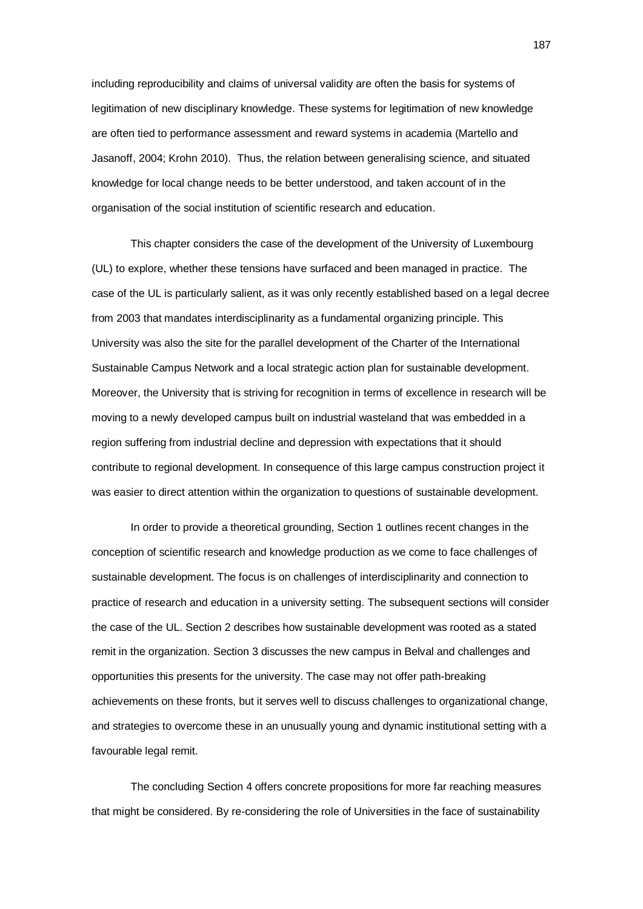including reproducibility and claims of universal validity are often the basis for systems of legitimation of new disciplinary knowledge. These systems for legitimation of new knowledge are often tied to performance assessment and reward systems in academia (Martello and Jasanoff, 2004; Krohn 2010). Thus, the relation between generalising science, and situated knowledge for local change needs to be better understood, and taken account of in the organisation of the social institution of scientific research and education.

This chapter considers the case of the development of the University of Luxembourg (UL) to explore, whether these tensions have surfaced and been managed in practice. The case of the UL is particularly salient, as it was only recently established based on a legal decree from 2003 that mandates interdisciplinarity as a fundamental organizing principle. This University was also the site for the parallel development of the Charter of the International Sustainable Campus Network and a local strategic action plan for sustainable development. Moreover, the University that is striving for recognition in terms of excellence in research will be moving to a newly developed campus built on industrial wasteland that was embedded in a region suffering from industrial decline and depression with expectations that it should contribute to regional development. In consequence of this large campus construction project it was easier to direct attention within the organization to questions of sustainable development.

In order to provide a theoretical grounding, Section 1 outlines recent changes in the conception of scientific research and knowledge production as we come to face challenges of sustainable development. The focus is on challenges of interdisciplinarity and connection to practice of research and education in a university setting. The subsequent sections will consider the case of the UL. Section 2 describes how sustainable development was rooted as a stated remit in the organization. Section 3 discusses the new campus in Belval and challenges and opportunities this presents for the university. The case may not offer path-breaking achievements on these fronts, but it serves well to discuss challenges to organizational change, and strategies to overcome these in an unusually young and dynamic institutional setting with a favourable legal remit.

The concluding Section 4 offers concrete propositions for more far reaching measures that might be considered. By re-considering the role of Universities in the face of sustainability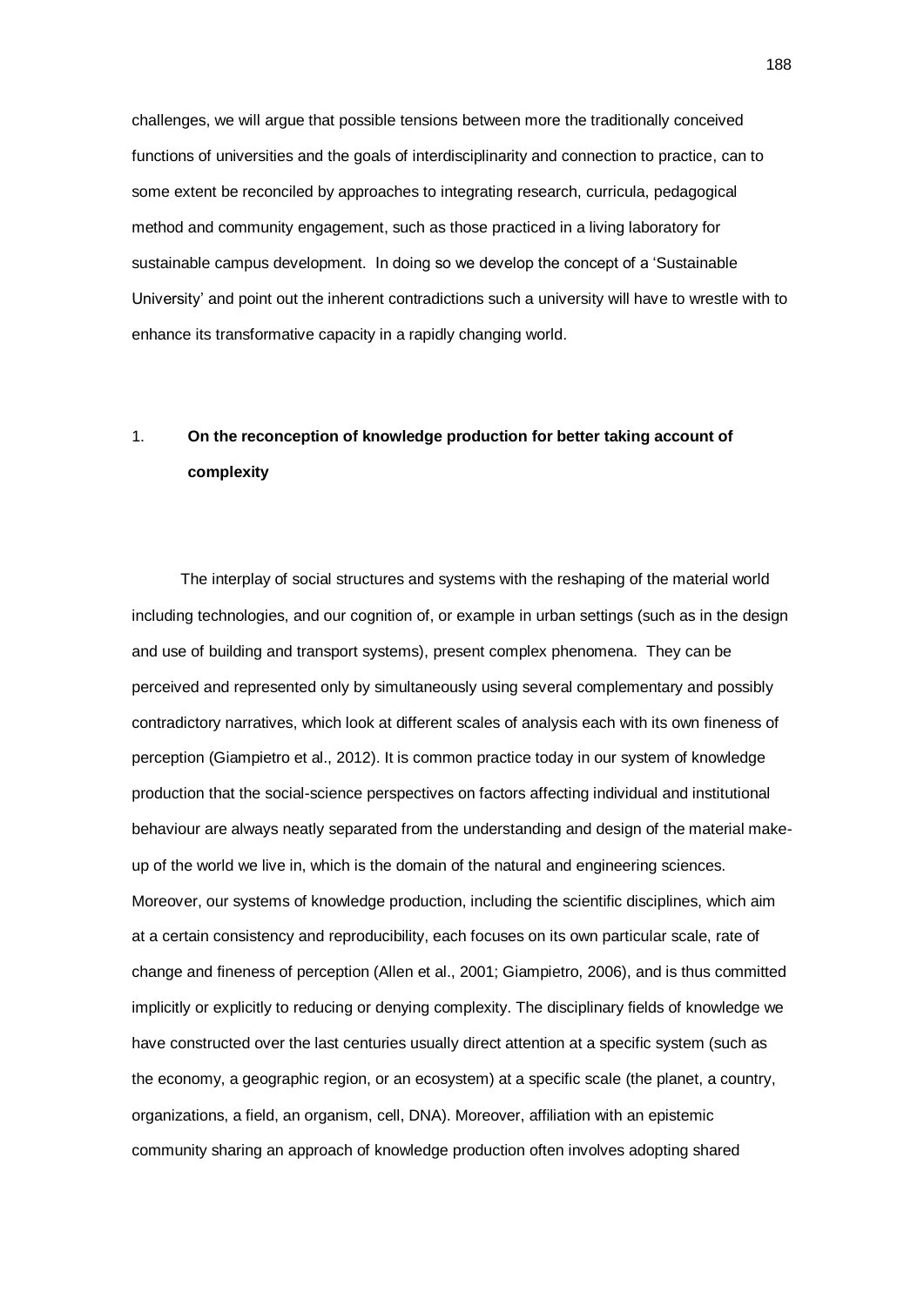challenges, we will argue that possible tensions between more the traditionally conceived functions of universities and the goals of interdisciplinarity and connection to practice, can to some extent be reconciled by approaches to integrating research, curricula, pedagogical method and community engagement, such as those practiced in a living laboratory for sustainable campus development. In doing so we develop the concept of a 'Sustainable University' and point out the inherent contradictions such a university will have to wrestle with to enhance its transformative capacity in a rapidly changing world.

## 1. On the reconception of knowledge production for better taking account of complexity

The interplay of social structures and systems with the reshaping of the material world including technologies, and our cognition of, or example in urban settings (such as in the design and use of building and transport systems), present complex phenomena. They can be perceived and represented only by simultaneously using several complementary and possibly contradictory narratives, which look at different scales of analysis each with its own fineness of perception (Giampietro et al., 2012). It is common practice today in our system of knowledge production that the social-science perspectives on factors affecting individual and institutional behaviour are always neatly separated from the understanding and design of the material make-up of the world we live in, which is the domain of the natural and engineering sciences. Moreover, our systems of knowledge production, including the scientific disciplines, which aim at a certain consistency and reproducibility, each focuses on its own particular scale, rate of change and fineness of perception (Allen et al., 2001; Giampietro, 2006), and is thus committed implicitly or explicitly to reducing or denying complexity. The disciplinary fields of knowledge we have constructed over the last centuries usually direct attention at a specific system (such as the economy, a geographic region, or an ecosystem) at a specific scale (the planet, a country, organizations, a field, an organism, cell, DNA). Moreover, affiliation with an epistemic community sharing an approach of knowledge production often involves adopting shared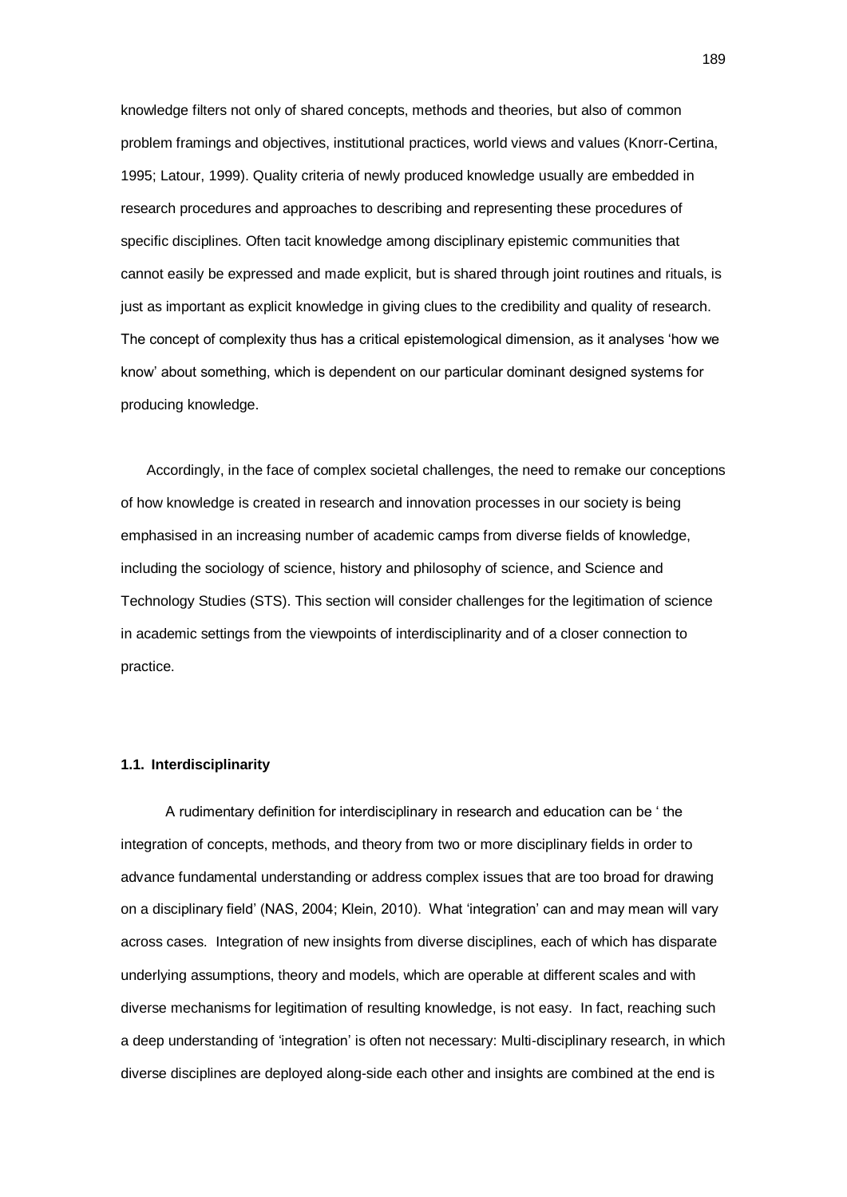knowledge filters not only of shared concepts, methods and theories, but also of common problem framings and objectives, institutional practices, world views and values (Knorr-Certina, 1995; Latour, 1999). Quality criteria of newly produced knowledge usually are embedded in research procedures and approaches to describing and representing these procedures of specific disciplines. Often tacit knowledge among disciplinary epistemic communities that cannot easily be expressed and made explicit, but is shared through joint routines and rituals, is just as important as explicit knowledge in giving clues to the credibility and quality of research. The concept of complexity thus has a critical epistemological dimension, as it analyses 'how we know' about something, which is dependent on our particular dominant designed systems for producing knowledge.

Accordingly, in the face of complex societal challenges, the need to remake our conceptions of how knowledge is created in research and innovation processes in our society is being emphasised in an increasing number of academic camps from diverse fields of knowledge, including the sociology of science, history and philosophy of science, and Science and Technology Studies (STS). This section will consider challenges for the legitimation of science in academic settings from the viewpoints of interdisciplinarity and of a closer connection to practice.

### 1.1. Interdisciplinarity

A rudimentary definition for interdisciplinary in research and education can be ' the integration of concepts, methods, and theory from two or more disciplinary fields in order to advance fundamental understanding or address complex issues that are too broad for drawing on a disciplinary field' (NAS, 2004; Klein, 2010). What 'integration' can and may mean will vary across cases. Integration of new insights from diverse disciplines, each of which has disparate underlying assumptions, theory and models, which are operable at different scales and with diverse mechanisms for legitimation of resulting knowledge, is not easy. In fact, reaching such a deep understanding of 'integration' is often not necessary: Multi-disciplinary research, in which diverse disciplines are deployed along-side each other and insights are combined at the end is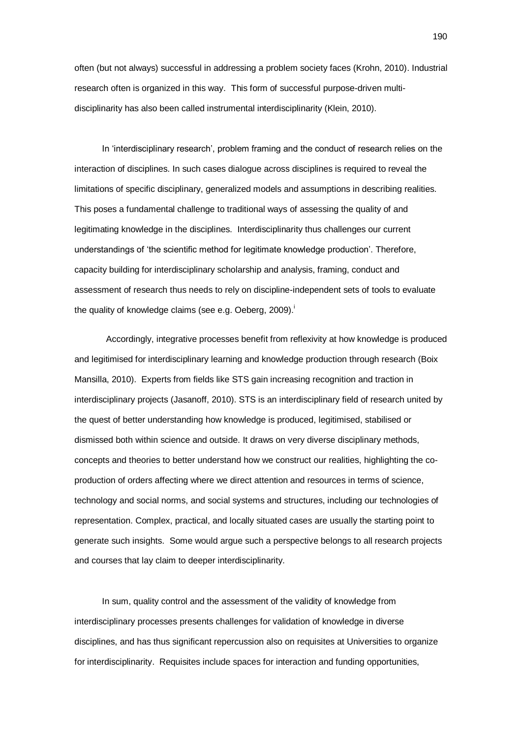often (but not always) successful in addressing a problem society faces (Krohn, 2010). Industrial research often is organized in this way. This form of successful purpose-driven multi-disciplinarity has also been called instrumental interdisciplinarity (Klein, 2010).

In 'interdisciplinary research', problem framing and the conduct of research relies on the interaction of disciplines. In such cases dialogue across disciplines is required to reveal the limitations of specific disciplinary, generalized models and assumptions in describing realities. This poses a fundamental challenge to traditional ways of assessing the quality of and legitimating knowledge in the disciplines. Interdisciplinarity thus challenges our current understandings of 'the scientific method for legitimate knowledge production'. Therefore, capacity building for interdisciplinary scholarship and analysis, framing, conduct and assessment of research thus needs to rely on discipline-independent sets of tools to evaluate the quality of knowledge claims (see e.g. Oeberg, 2009).[i]

Accordingly, integrative processes benefit from reflexivity at how knowledge is produced and legitimised for interdisciplinary learning and knowledge production through research (Boix Mansilla, 2010). Experts from fields like STS gain increasing recognition and traction in interdisciplinary projects (Jasanoff, 2010). STS is an interdisciplinary field of research united by the quest of better understanding how knowledge is produced, legitimised, stabilised or dismissed both within science and outside. It draws on very diverse disciplinary methods, concepts and theories to better understand how we construct our realities, highlighting the co-production of orders affecting where we direct attention and resources in terms of science, technology and social norms, and social systems and structures, including our technologies of representation. Complex, practical, and locally situated cases are usually the starting point to generate such insights. Some would argue such a perspective belongs to all research projects and courses that lay claim to deeper interdisciplinarity.

In sum, quality control and the assessment of the validity of knowledge from interdisciplinary processes presents challenges for validation of knowledge in diverse disciplines, and has thus significant repercussion also on requisites at Universities to organize for interdisciplinarity. Requisites include spaces for interaction and funding opportunities,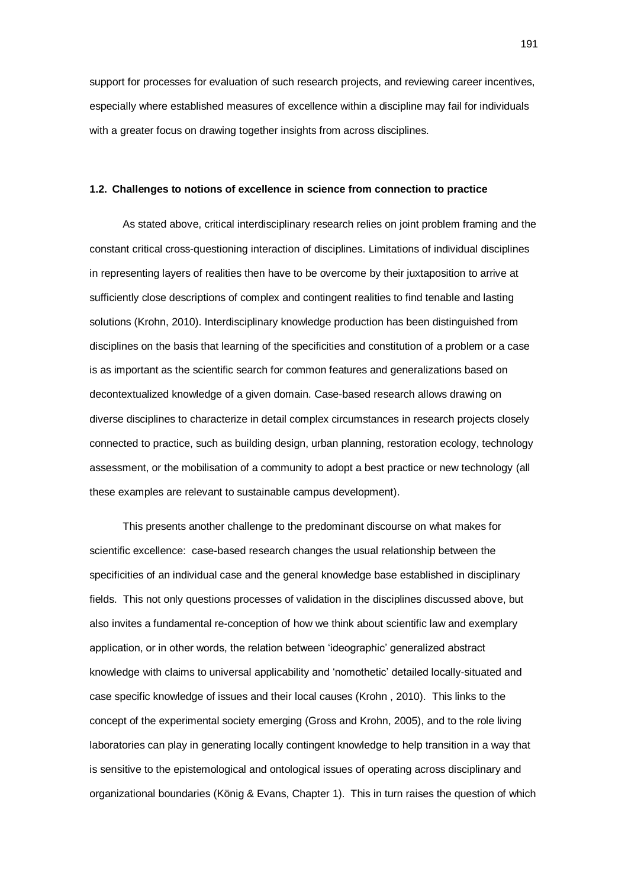support for processes for evaluation of such research projects, and reviewing career incentives, especially where established measures of excellence within a discipline may fail for individuals with a greater focus on drawing together insights from across disciplines.

### 1.2. Challenges to notions of excellence in science from connection to practice

As stated above, critical interdisciplinary research relies on joint problem framing and the constant critical cross-questioning interaction of disciplines. Limitations of individual disciplines in representing layers of realities then have to be overcome by their juxtaposition to arrive at sufficiently close descriptions of complex and contingent realities to find tenable and lasting solutions (Krohn, 2010). Interdisciplinary knowledge production has been distinguished from disciplines on the basis that learning of the specificities and constitution of a problem or a case is as important as the scientific search for common features and generalizations based on decontextualized knowledge of a given domain. Case-based research allows drawing on diverse disciplines to characterize in detail complex circumstances in research projects closely connected to practice, such as building design, urban planning, restoration ecology, technology assessment, or the mobilisation of a community to adopt a best practice or new technology (all these examples are relevant to sustainable campus development).

This presents another challenge to the predominant discourse on what makes for scientific excellence: case-based research changes the usual relationship between the specificities of an individual case and the general knowledge base established in disciplinary fields. This not only questions processes of validation in the disciplines discussed above, but also invites a fundamental re-conception of how we think about scientific law and exemplary application, or in other words, the relation between 'ideographic' generalized abstract knowledge with claims to universal applicability and 'nomothetic' detailed locally-situated and case specific knowledge of issues and their local causes (Krohn , 2010). This links to the concept of the experimental society emerging (Gross and Krohn, 2005), and to the role living laboratories can play in generating locally contingent knowledge to help transition in a way that is sensitive to the epistemological and ontological issues of operating across disciplinary and organizational boundaries (König & Evans, Chapter 1). This in turn raises the question of which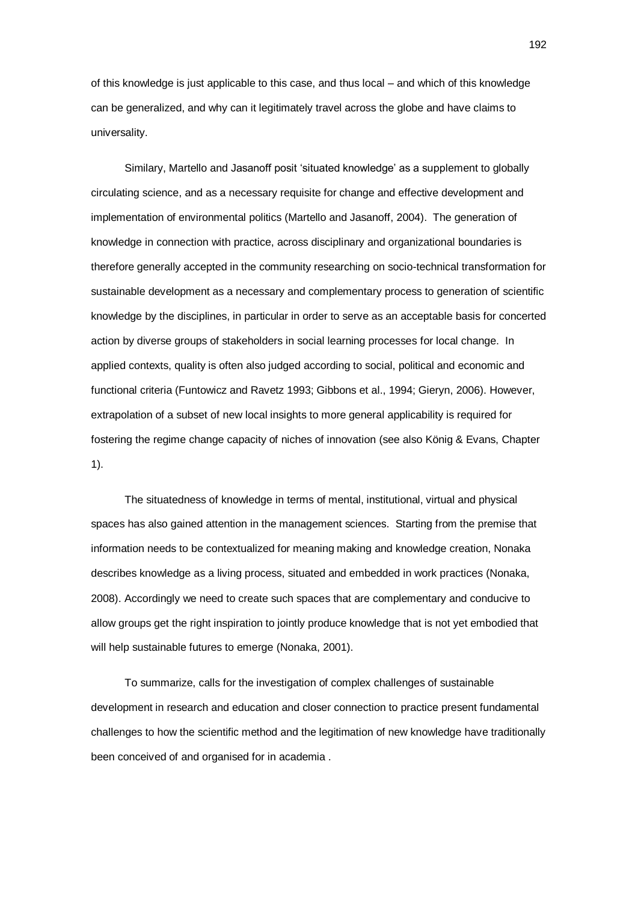of this knowledge is just applicable to this case, and thus local – and which of this knowledge can be generalized, and why can it legitimately travel across the globe and have claims to universality.

Similary, Martello and Jasanoff posit 'situated knowledge' as a supplement to globally circulating science, and as a necessary requisite for change and effective development and implementation of environmental politics (Martello and Jasanoff, 2004). The generation of knowledge in connection with practice, across disciplinary and organizational boundaries is therefore generally accepted in the community researching on socio-technical transformation for sustainable development as a necessary and complementary process to generation of scientific knowledge by the disciplines, in particular in order to serve as an acceptable basis for concerted action by diverse groups of stakeholders in social learning processes for local change. In applied contexts, quality is often also judged according to social, political and economic and functional criteria (Funtowicz and Ravetz 1993; Gibbons et al., 1994; Gieryn, 2006). However, extrapolation of a subset of new local insights to more general applicability is required for fostering the regime change capacity of niches of innovation (see also König & Evans, Chapter 1).

The situatedness of knowledge in terms of mental, institutional, virtual and physical spaces has also gained attention in the management sciences. Starting from the premise that information needs to be contextualized for meaning making and knowledge creation, Nonaka describes knowledge as a living process, situated and embedded in work practices (Nonaka, 2008). Accordingly we need to create such spaces that are complementary and conducive to allow groups get the right inspiration to jointly produce knowledge that is not yet embodied that will help sustainable futures to emerge (Nonaka, 2001).

To summarize, calls for the investigation of complex challenges of sustainable development in research and education and closer connection to practice present fundamental challenges to how the scientific method and the legitimation of new knowledge have traditionally been conceived of and organised for in academia .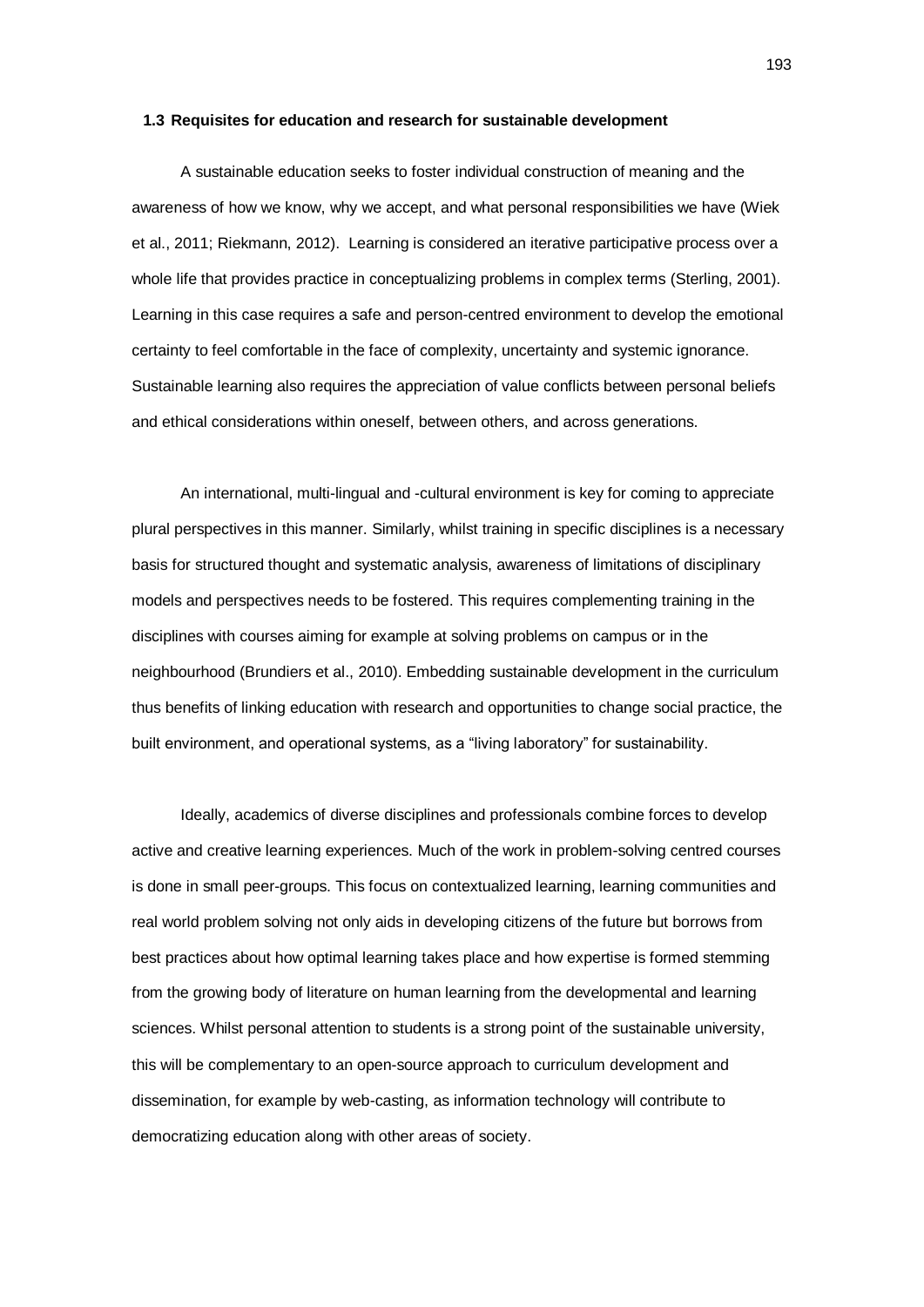### 1.3 Requisites for education and research for sustainable development

A sustainable education seeks to foster individual construction of meaning and the awareness of how we know, why we accept, and what personal responsibilities we have (Wiek et al., 2011; Riekmann, 2012). Learning is considered an iterative participative process over a whole life that provides practice in conceptualizing problems in complex terms (Sterling, 2001). Learning in this case requires a safe and person-centred environment to develop the emotional certainty to feel comfortable in the face of complexity, uncertainty and systemic ignorance. Sustainable learning also requires the appreciation of value conflicts between personal beliefs and ethical considerations within oneself, between others, and across generations.

An international, multi-lingual and -cultural environment is key for coming to appreciate plural perspectives in this manner. Similarly, whilst training in specific disciplines is a necessary basis for structured thought and systematic analysis, awareness of limitations of disciplinary models and perspectives needs to be fostered. This requires complementing training in the disciplines with courses aiming for example at solving problems on campus or in the neighbourhood (Brundiers et al., 2010). Embedding sustainable development in the curriculum thus benefits of linking education with research and opportunities to change social practice, the built environment, and operational systems, as a "living laboratory" for sustainability.

Ideally, academics of diverse disciplines and professionals combine forces to develop active and creative learning experiences. Much of the work in problem-solving centred courses is done in small peer-groups. This focus on contextualized learning, learning communities and real world problem solving not only aids in developing citizens of the future but borrows from best practices about how optimal learning takes place and how expertise is formed stemming from the growing body of literature on human learning from the developmental and learning sciences. Whilst personal attention to students is a strong point of the sustainable university, this will be complementary to an open-source approach to curriculum development and dissemination, for example by web-casting, as information technology will contribute to democratizing education along with other areas of society.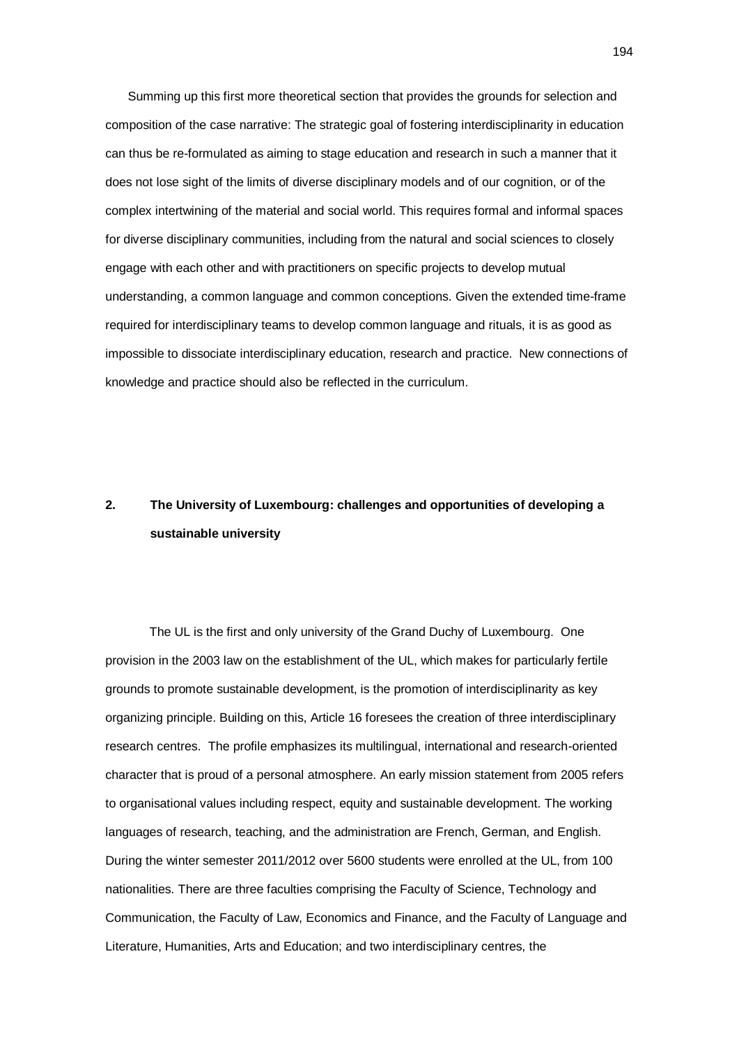Summing up this first more theoretical section that provides the grounds for selection and composition of the case narrative: The strategic goal of fostering interdisciplinarity in education can thus be re-formulated as aiming to stage education and research in such a manner that it does not lose sight of the limits of diverse disciplinary models and of our cognition, or of the complex intertwining of the material and social world. This requires formal and informal spaces for diverse disciplinary communities, including from the natural and social sciences to closely engage with each other and with practitioners on specific projects to develop mutual understanding, a common language and common conceptions. Given the extended time-frame required for interdisciplinary teams to develop common language and rituals, it is as good as impossible to dissociate interdisciplinary education, research and practice. New connections of knowledge and practice should also be reflected in the curriculum.

## 2. The University of Luxembourg: challenges and opportunities of developing a sustainable university

The UL is the first and only university of the Grand Duchy of Luxembourg. One provision in the 2003 law on the establishment of the UL, which makes for particularly fertile grounds to promote sustainable development, is the promotion of interdisciplinarity as key organizing principle. Building on this, Article 16 foresees the creation of three interdisciplinary research centres. The profile emphasizes its multilingual, international and research-oriented character that is proud of a personal atmosphere. An early mission statement from 2005 refers to organisational values including respect, equity and sustainable development. The working languages of research, teaching, and the administration are French, German, and English. During the winter semester 2011/2012 over 5600 students were enrolled at the UL, from 100 nationalities. There are three faculties comprising the Faculty of Science, Technology and Communication, the Faculty of Law, Economics and Finance, and the Faculty of Language and Literature, Humanities, Arts and Education; and two interdisciplinary centres, the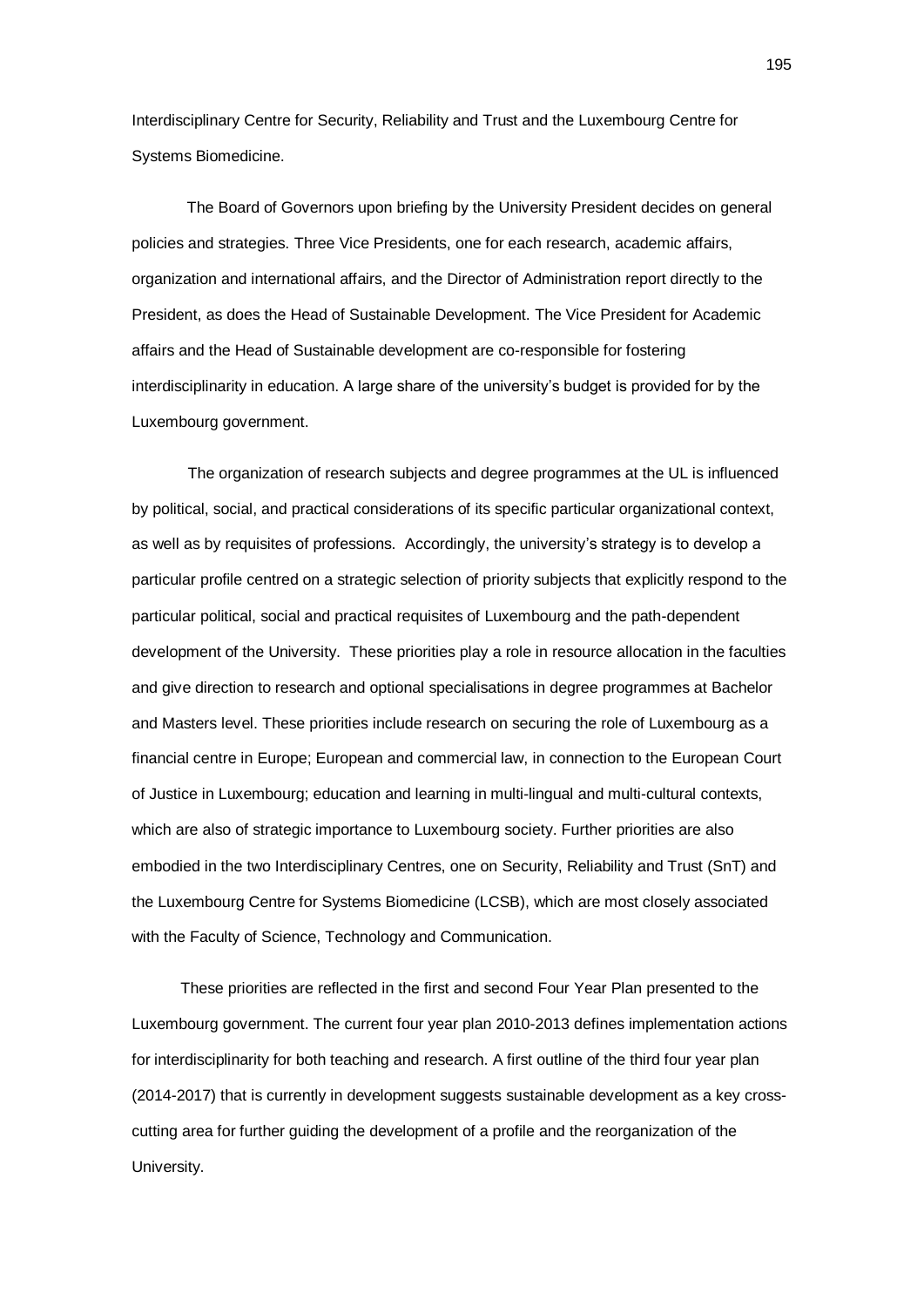Interdisciplinary Centre for Security, Reliability and Trust and the Luxembourg Centre for Systems Biomedicine.

The Board of Governors upon briefing by the University President decides on general policies and strategies. Three Vice Presidents, one for each research, academic affairs, organization and international affairs, and the Director of Administration report directly to the President, as does the Head of Sustainable Development. The Vice President for Academic affairs and the Head of Sustainable development are co-responsible for fostering interdisciplinarity in education. A large share of the university's budget is provided for by the Luxembourg government.

The organization of research subjects and degree programmes at the UL is influenced by political, social, and practical considerations of its specific particular organizational context, as well as by requisites of professions. Accordingly, the university's strategy is to develop a particular profile centred on a strategic selection of priority subjects that explicitly respond to the particular political, social and practical requisites of Luxembourg and the path-dependent development of the University. These priorities play a role in resource allocation in the faculties and give direction to research and optional specialisations in degree programmes at Bachelor and Masters level. These priorities include research on securing the role of Luxembourg as a financial centre in Europe; European and commercial law, in connection to the European Court of Justice in Luxembourg; education and learning in multi-lingual and multi-cultural contexts, which are also of strategic importance to Luxembourg society. Further priorities are also embodied in the two Interdisciplinary Centres, one on Security, Reliability and Trust (SnT) and the Luxembourg Centre for Systems Biomedicine (LCSB), which are most closely associated with the Faculty of Science, Technology and Communication.

These priorities are reflected in the first and second Four Year Plan presented to the Luxembourg government. The current four year plan 2010-2013 defines implementation actions for interdisciplinarity for both teaching and research. A first outline of the third four year plan (2014-2017) that is currently in development suggests sustainable development as a key cross-cutting area for further guiding the development of a profile and the reorganization of the University.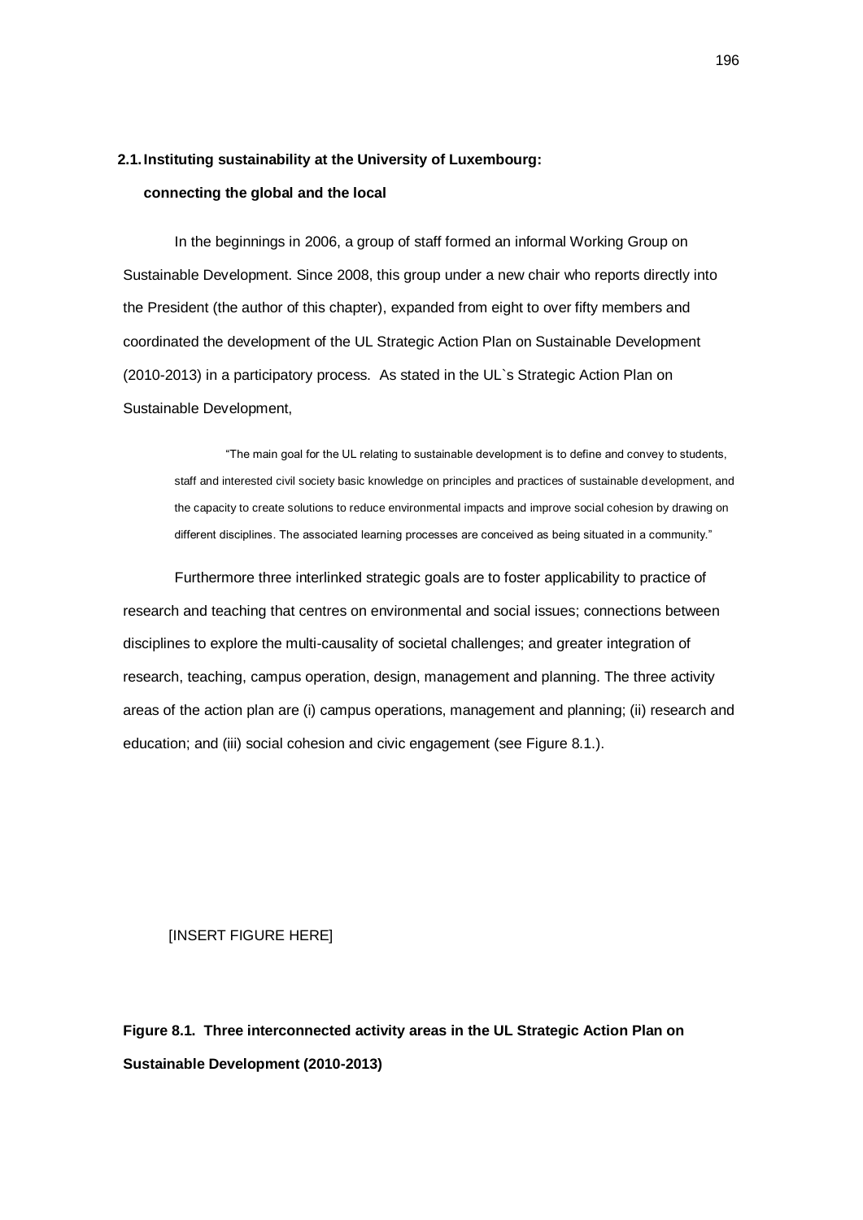## 2.1. Instituting sustainability at the University of Luxembourg: connecting the global and the local

In the beginnings in 2006, a group of staff formed an informal Working Group on Sustainable Development. Since 2008, this group under a new chair who reports directly into the President (the author of this chapter), expanded from eight to over fifty members and coordinated the development of the UL Strategic Action Plan on Sustainable Development (2010-2013) in a participatory process. As stated in the UL`s Strategic Action Plan on Sustainable Development,

> "The main goal for the UL relating to sustainable development is to define and convey to students, staff and interested civil society basic knowledge on principles and practices of sustainable development, and the capacity to create solutions to reduce environmental impacts and improve social cohesion by drawing on different disciplines. The associated learning processes are conceived as being situated in a community."

Furthermore three interlinked strategic goals are to foster applicability to practice of research and teaching that centres on environmental and social issues; connections between disciplines to explore the multi-causality of societal challenges; and greater integration of research, teaching, campus operation, design, management and planning. The three activity areas of the action plan are (i) campus operations, management and planning; (ii) research and education; and (iii) social cohesion and civic engagement (see Figure 8.1.).

[INSERT FIGURE HERE]

**Figure 8.1. Three interconnected activity areas in the UL Strategic Action Plan on Sustainable Development (2010-2013)**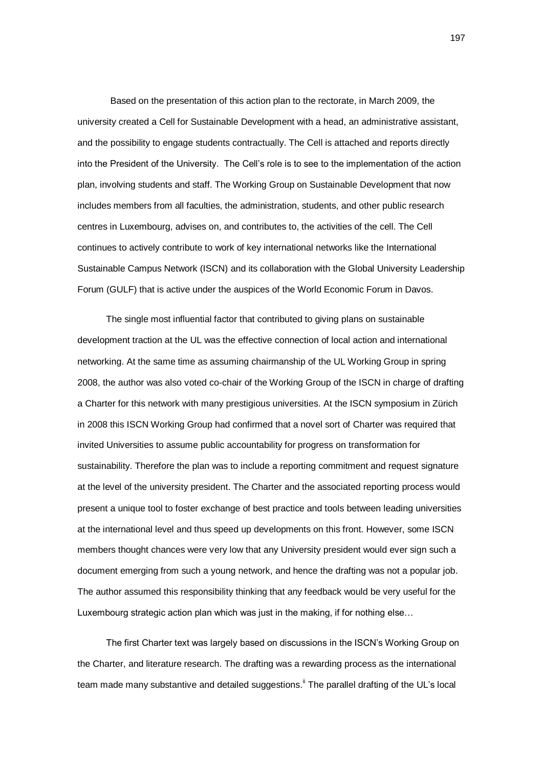Based on the presentation of this action plan to the rectorate, in March 2009, the university created a Cell for Sustainable Development with a head, an administrative assistant, and the possibility to engage students contractually. The Cell is attached and reports directly into the President of the University. The Cell's role is to see to the implementation of the action plan, involving students and staff. The Working Group on Sustainable Development that now includes members from all faculties, the administration, students, and other public research centres in Luxembourg, advises on, and contributes to, the activities of the cell. The Cell continues to actively contribute to work of key international networks like the International Sustainable Campus Network (ISCN) and its collaboration with the Global University Leadership Forum (GULF) that is active under the auspices of the World Economic Forum in Davos.

The single most influential factor that contributed to giving plans on sustainable development traction at the UL was the effective connection of local action and international networking. At the same time as assuming chairmanship of the UL Working Group in spring 2008, the author was also voted co-chair of the Working Group of the ISCN in charge of drafting a Charter for this network with many prestigious universities. At the ISCN symposium in Zürich in 2008 this ISCN Working Group had confirmed that a novel sort of Charter was required that invited Universities to assume public accountability for progress on transformation for sustainability. Therefore the plan was to include a reporting commitment and request signature at the level of the university president. The Charter and the associated reporting process would present a unique tool to foster exchange of best practice and tools between leading universities at the international level and thus speed up developments on this front. However, some ISCN members thought chances were very low that any University president would ever sign such a document emerging from such a young network, and hence the drafting was not a popular job. The author assumed this responsibility thinking that any feedback would be very useful for the Luxembourg strategic action plan which was just in the making, if for nothing else…

The first Charter text was largely based on discussions in the ISCN's Working Group on the Charter, and literature research. The drafting was a rewarding process as the international team made many substantive and detailed suggestions.[ii] The parallel drafting of the UL's local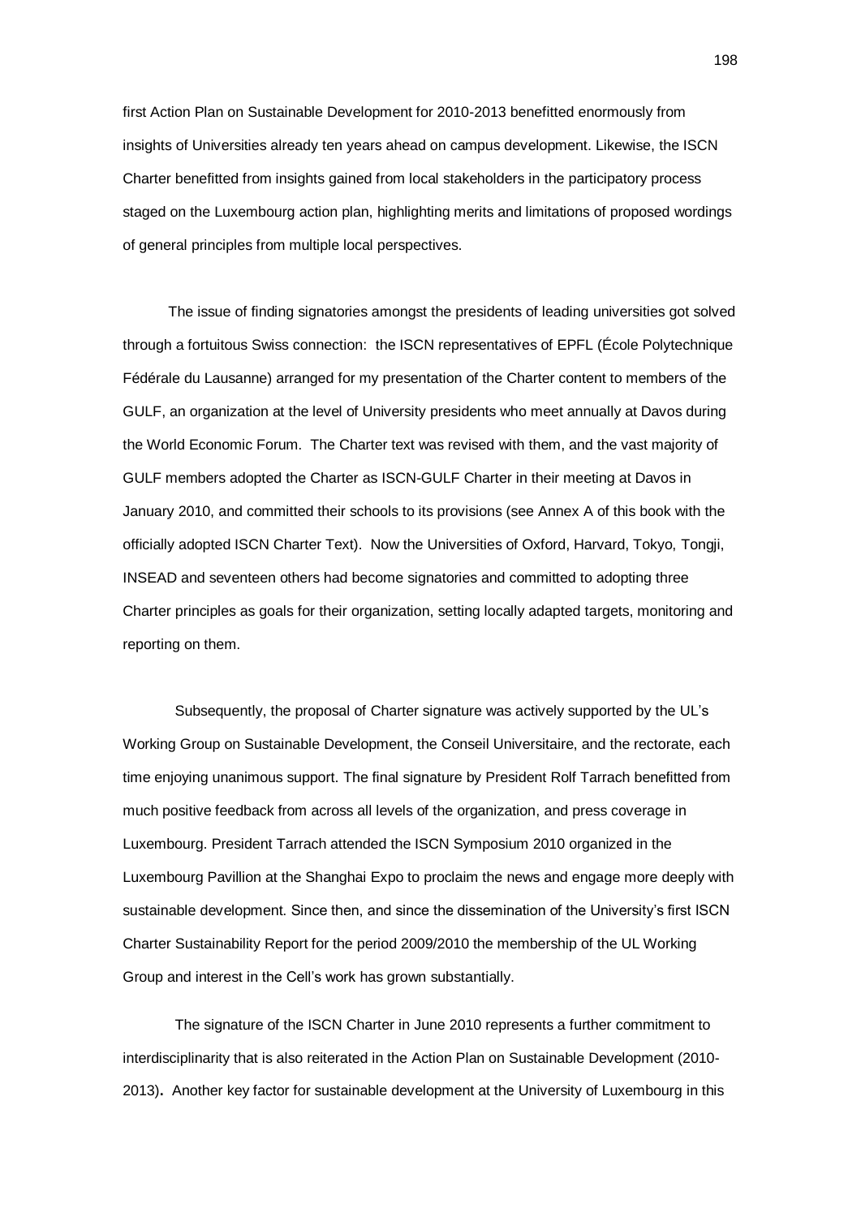first Action Plan on Sustainable Development for 2010-2013 benefitted enormously from insights of Universities already ten years ahead on campus development. Likewise, the ISCN Charter benefitted from insights gained from local stakeholders in the participatory process staged on the Luxembourg action plan, highlighting merits and limitations of proposed wordings of general principles from multiple local perspectives.

The issue of finding signatories amongst the presidents of leading universities got solved through a fortuitous Swiss connection: the ISCN representatives of EPFL (École Polytechnique Fédérale du Lausanne) arranged for my presentation of the Charter content to members of the GULF, an organization at the level of University presidents who meet annually at Davos during the World Economic Forum. The Charter text was revised with them, and the vast majority of GULF members adopted the Charter as ISCN-GULF Charter in their meeting at Davos in January 2010, and committed their schools to its provisions (see Annex A of this book with the officially adopted ISCN Charter Text). Now the Universities of Oxford, Harvard, Tokyo, Tongji, INSEAD and seventeen others had become signatories and committed to adopting three Charter principles as goals for their organization, setting locally adapted targets, monitoring and reporting on them.

Subsequently, the proposal of Charter signature was actively supported by the UL's Working Group on Sustainable Development, the Conseil Universitaire, and the rectorate, each time enjoying unanimous support. The final signature by President Rolf Tarrach benefitted from much positive feedback from across all levels of the organization, and press coverage in Luxembourg. President Tarrach attended the ISCN Symposium 2010 organized in the Luxembourg Pavillion at the Shanghai Expo to proclaim the news and engage more deeply with sustainable development. Since then, and since the dissemination of the University's first ISCN Charter Sustainability Report for the period 2009/2010 the membership of the UL Working Group and interest in the Cell's work has grown substantially.

The signature of the ISCN Charter in June 2010 represents a further commitment to interdisciplinarity that is also reiterated in the Action Plan on Sustainable Development (2010-2013). Another key factor for sustainable development at the University of Luxembourg in this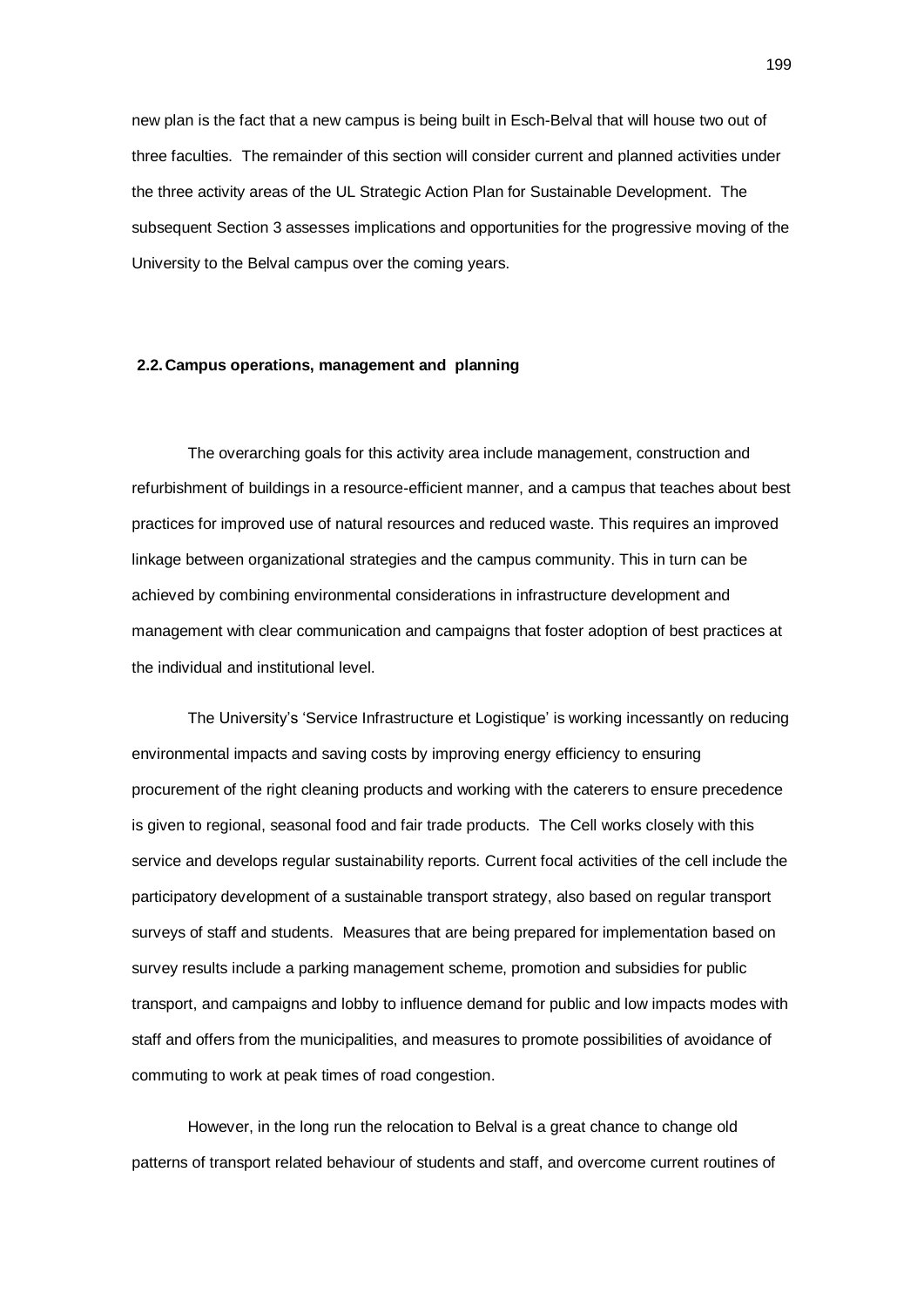new plan is the fact that a new campus is being built in Esch-Belval that will house two out of three faculties. The remainder of this section will consider current and planned activities under the three activity areas of the UL Strategic Action Plan for Sustainable Development. The subsequent Section 3 assesses implications and opportunities for the progressive moving of the University to the Belval campus over the coming years.

## 2.2. Campus operations, management and planning

The overarching goals for this activity area include management, construction and refurbishment of buildings in a resource-efficient manner, and a campus that teaches about best practices for improved use of natural resources and reduced waste. This requires an improved linkage between organizational strategies and the campus community. This in turn can be achieved by combining environmental considerations in infrastructure development and management with clear communication and campaigns that foster adoption of best practices at the individual and institutional level.

The University's 'Service Infrastructure et Logistique' is working incessantly on reducing environmental impacts and saving costs by improving energy efficiency to ensuring procurement of the right cleaning products and working with the caterers to ensure precedence is given to regional, seasonal food and fair trade products. The Cell works closely with this service and develops regular sustainability reports. Current focal activities of the cell include the participatory development of a sustainable transport strategy, also based on regular transport surveys of staff and students. Measures that are being prepared for implementation based on survey results include a parking management scheme, promotion and subsidies for public transport, and campaigns and lobby to influence demand for public and low impacts modes with staff and offers from the municipalities, and measures to promote possibilities of avoidance of commuting to work at peak times of road congestion.

However, in the long run the relocation to Belval is a great chance to change old patterns of transport related behaviour of students and staff, and overcome current routines of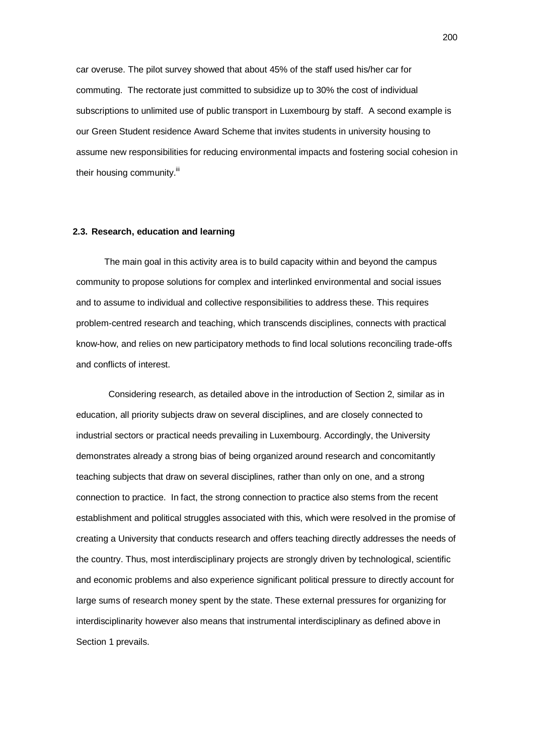car overuse. The pilot survey showed that about 45% of the staff used his/her car for commuting. The rectorate just committed to subsidize up to 30% the cost of individual subscriptions to unlimited use of public transport in Luxembourg by staff. A second example is our Green Student residence Award Scheme that invites students in university housing to assume new responsibilities for reducing environmental impacts and fostering social cohesion in their housing community.[iii]

### 2.3. Research, education and learning

The main goal in this activity area is to build capacity within and beyond the campus community to propose solutions for complex and interlinked environmental and social issues and to assume to individual and collective responsibilities to address these. This requires problem-centred research and teaching, which transcends disciplines, connects with practical know-how, and relies on new participatory methods to find local solutions reconciling trade-offs and conflicts of interest.

Considering research, as detailed above in the introduction of Section 2, similar as in education, all priority subjects draw on several disciplines, and are closely connected to industrial sectors or practical needs prevailing in Luxembourg. Accordingly, the University demonstrates already a strong bias of being organized around research and concomitantly teaching subjects that draw on several disciplines, rather than only on one, and a strong connection to practice. In fact, the strong connection to practice also stems from the recent establishment and political struggles associated with this, which were resolved in the promise of creating a University that conducts research and offers teaching directly addresses the needs of the country. Thus, most interdisciplinary projects are strongly driven by technological, scientific and economic problems and also experience significant political pressure to directly account for large sums of research money spent by the state. These external pressures for organizing for interdisciplinarity however also means that instrumental interdisciplinary as defined above in Section 1 prevails.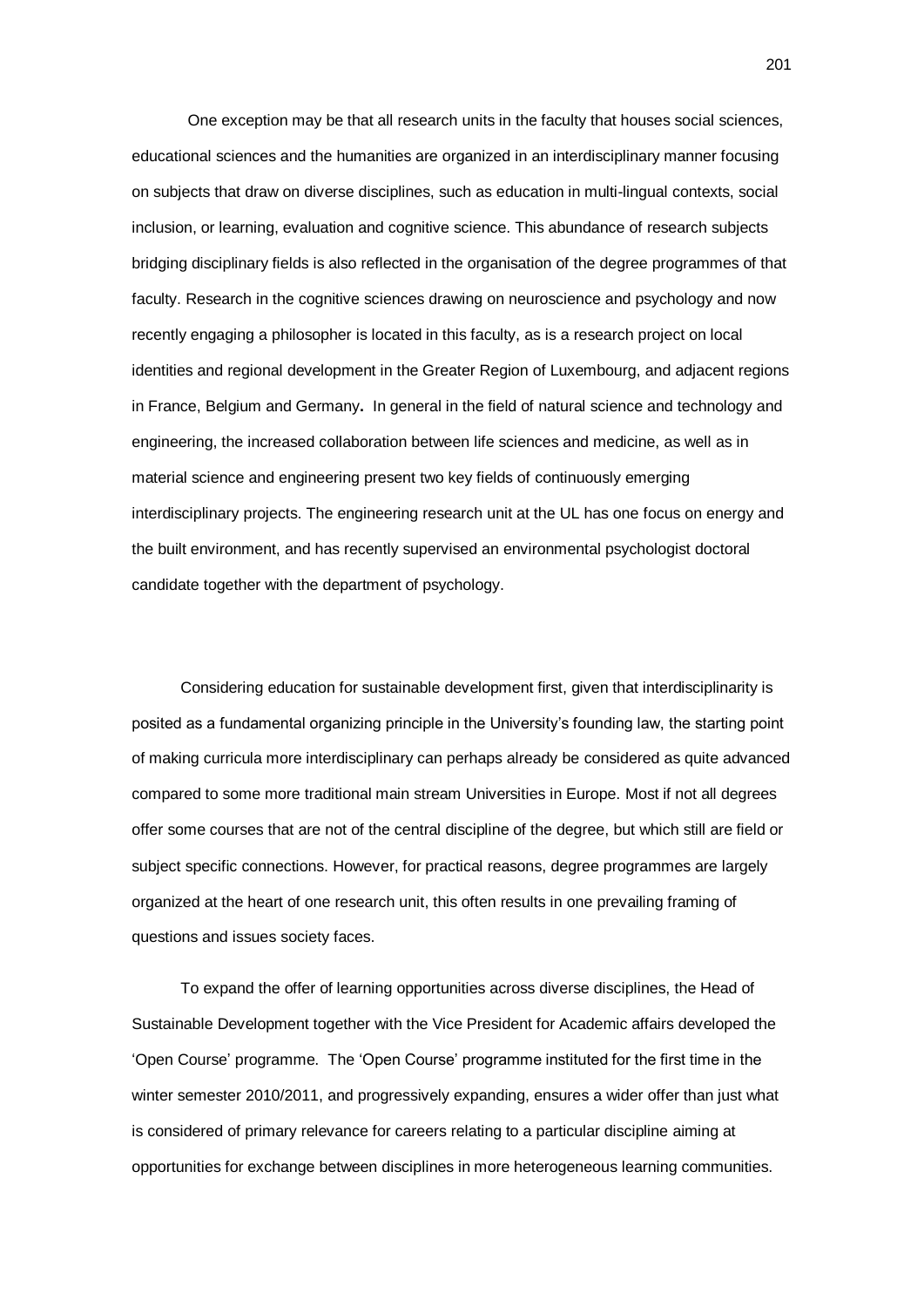One exception may be that all research units in the faculty that houses social sciences, educational sciences and the humanities are organized in an interdisciplinary manner focusing on subjects that draw on diverse disciplines, such as education in multi-lingual contexts, social inclusion, or learning, evaluation and cognitive science. This abundance of research subjects bridging disciplinary fields is also reflected in the organisation of the degree programmes of that faculty. Research in the cognitive sciences drawing on neuroscience and psychology and now recently engaging a philosopher is located in this faculty, as is a research project on local identities and regional development in the Greater Region of Luxembourg, and adjacent regions in France, Belgium and Germany**.** In general in the field of natural science and technology and engineering, the increased collaboration between life sciences and medicine, as well as in material science and engineering present two key fields of continuously emerging interdisciplinary projects. The engineering research unit at the UL has one focus on energy and the built environment, and has recently supervised an environmental psychologist doctoral candidate together with the department of psychology.

Considering education for sustainable development first, given that interdisciplinarity is posited as a fundamental organizing principle in the University's founding law, the starting point of making curricula more interdisciplinary can perhaps already be considered as quite advanced compared to some more traditional main stream Universities in Europe. Most if not all degrees offer some courses that are not of the central discipline of the degree, but which still are field or subject specific connections. However, for practical reasons, degree programmes are largely organized at the heart of one research unit, this often results in one prevailing framing of questions and issues society faces.

To expand the offer of learning opportunities across diverse disciplines, the Head of Sustainable Development together with the Vice President for Academic affairs developed the 'Open Course' programme. The 'Open Course' programme instituted for the first time in the winter semester 2010/2011, and progressively expanding, ensures a wider offer than just what is considered of primary relevance for careers relating to a particular discipline aiming at opportunities for exchange between disciplines in more heterogeneous learning communities.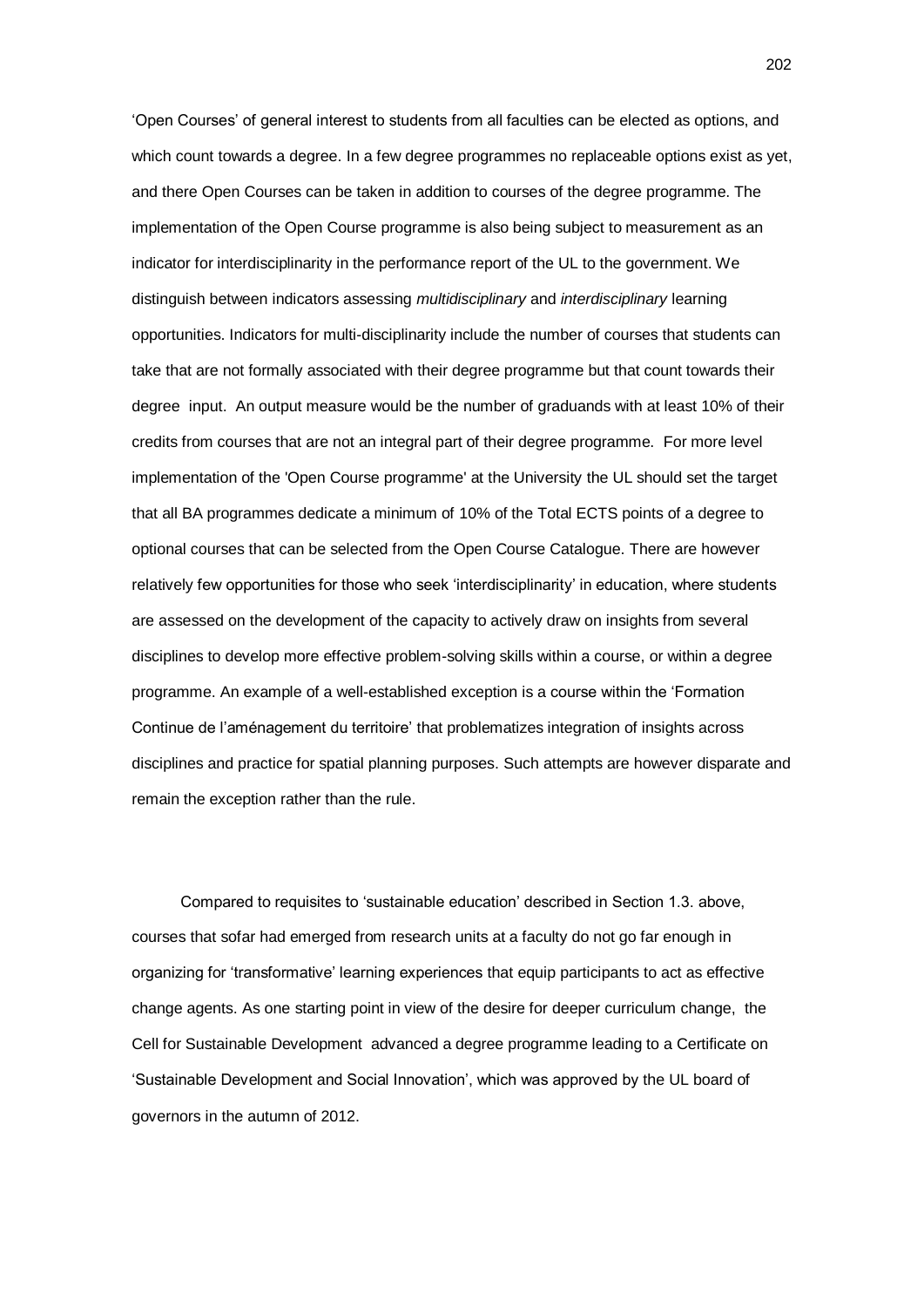'Open Courses' of general interest to students from all faculties can be elected as options, and which count towards a degree. In a few degree programmes no replaceable options exist as yet, and there Open Courses can be taken in addition to courses of the degree programme. The implementation of the Open Course programme is also being subject to measurement as an indicator for interdisciplinarity in the performance report of the UL to the government. We distinguish between indicators assessing *multidisciplinary* and *interdisciplinary* learning opportunities. Indicators for multi-disciplinarity include the number of courses that students can take that are not formally associated with their degree programme but that count towards their degree input. An output measure would be the number of graduands with at least 10% of their credits from courses that are not an integral part of their degree programme. For more level implementation of the 'Open Course programme' at the University the UL should set the target that all BA programmes dedicate a minimum of 10% of the Total ECTS points of a degree to optional courses that can be selected from the Open Course Catalogue. There are however relatively few opportunities for those who seek 'interdisciplinarity' in education, where students are assessed on the development of the capacity to actively draw on insights from several disciplines to develop more effective problem-solving skills within a course, or within a degree programme. An example of a well-established exception is a course within the 'Formation Continue de l'aménagement du territoire' that problematizes integration of insights across disciplines and practice for spatial planning purposes. Such attempts are however disparate and remain the exception rather than the rule.

Compared to requisites to 'sustainable education' described in Section 1.3. above, courses that sofar had emerged from research units at a faculty do not go far enough in organizing for 'transformative' learning experiences that equip participants to act as effective change agents. As one starting point in view of the desire for deeper curriculum change, the Cell for Sustainable Development advanced a degree programme leading to a Certificate on 'Sustainable Development and Social Innovation', which was approved by the UL board of governors in the autumn of 2012.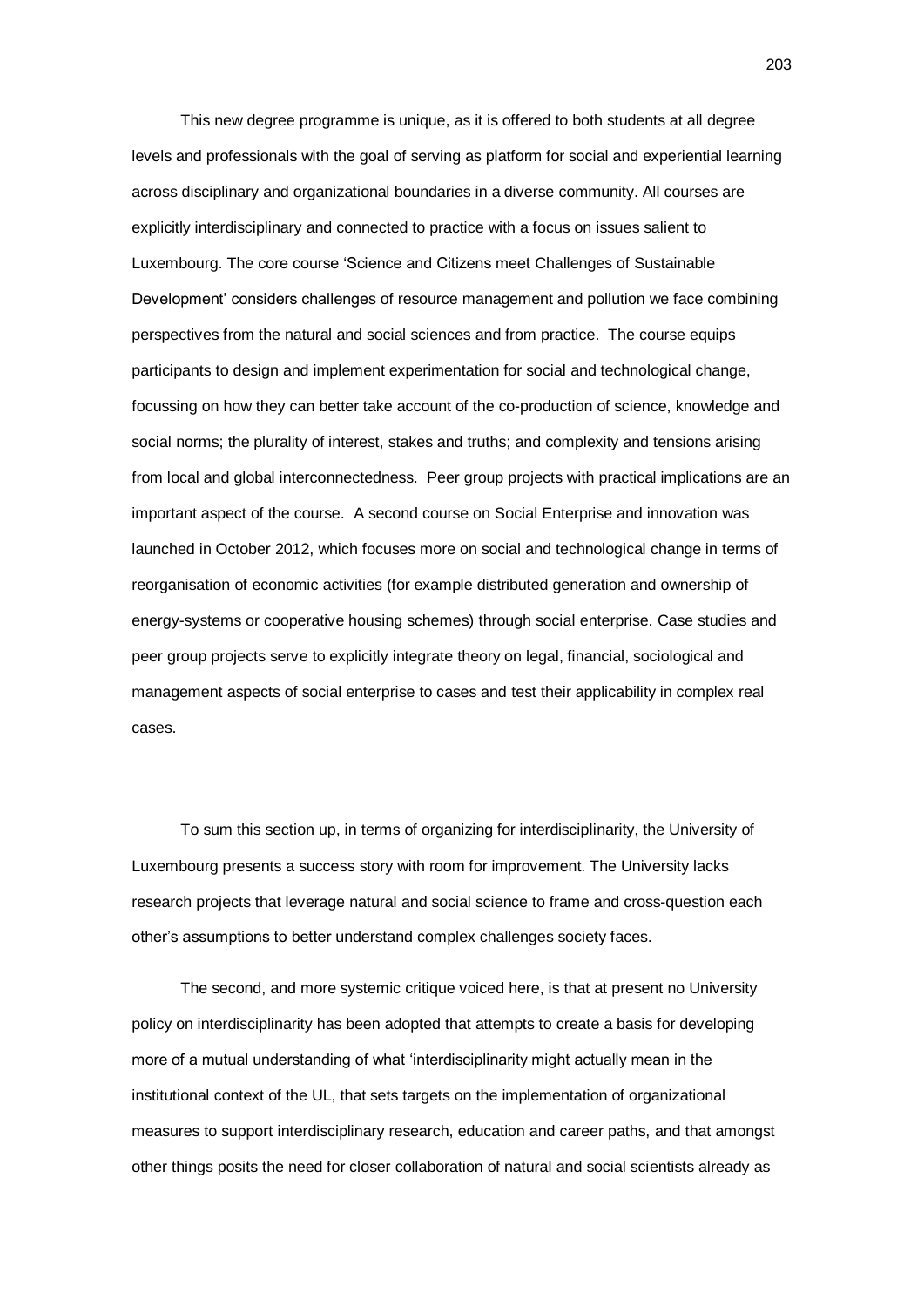This new degree programme is unique, as it is offered to both students at all degree levels and professionals with the goal of serving as platform for social and experiential learning across disciplinary and organizational boundaries in a diverse community. All courses are explicitly interdisciplinary and connected to practice with a focus on issues salient to Luxembourg. The core course 'Science and Citizens meet Challenges of Sustainable Development' considers challenges of resource management and pollution we face combining perspectives from the natural and social sciences and from practice. The course equips participants to design and implement experimentation for social and technological change, focussing on how they can better take account of the co-production of science, knowledge and social norms; the plurality of interest, stakes and truths; and complexity and tensions arising from local and global interconnectedness. Peer group projects with practical implications are an important aspect of the course. A second course on Social Enterprise and innovation was launched in October 2012, which focuses more on social and technological change in terms of reorganisation of economic activities (for example distributed generation and ownership of energy-systems or cooperative housing schemes) through social enterprise. Case studies and peer group projects serve to explicitly integrate theory on legal, financial, sociological and management aspects of social enterprise to cases and test their applicability in complex real cases.

To sum this section up, in terms of organizing for interdisciplinarity, the University of Luxembourg presents a success story with room for improvement. The University lacks research projects that leverage natural and social science to frame and cross-question each other's assumptions to better understand complex challenges society faces.

The second, and more systemic critique voiced here, is that at present no University policy on interdisciplinarity has been adopted that attempts to create a basis for developing more of a mutual understanding of what 'interdisciplinarity might actually mean in the institutional context of the UL, that sets targets on the implementation of organizational measures to support interdisciplinary research, education and career paths, and that amongst other things posits the need for closer collaboration of natural and social scientists already as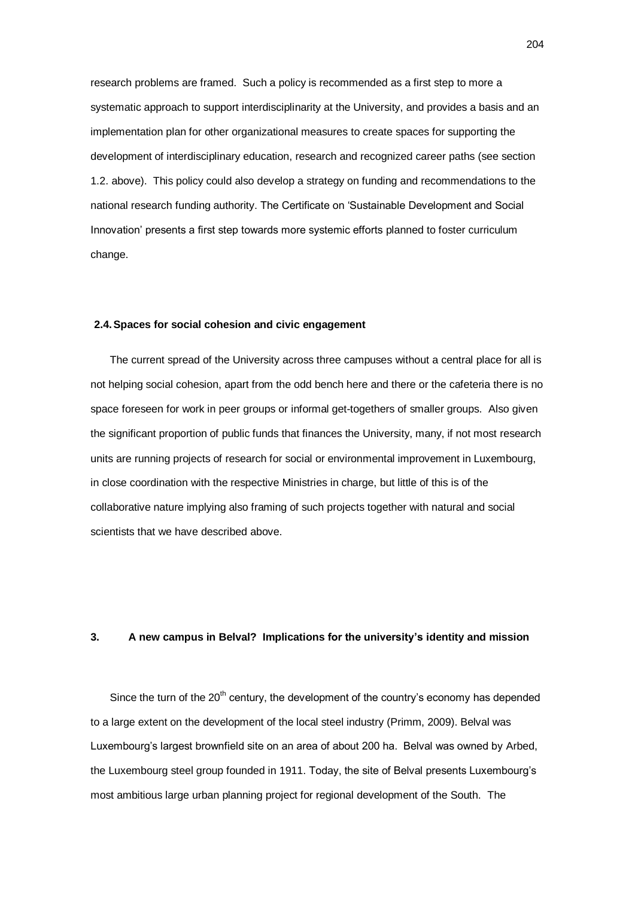research problems are framed. Such a policy is recommended as a first step to more a systematic approach to support interdisciplinarity at the University, and provides a basis and an implementation plan for other organizational measures to create spaces for supporting the development of interdisciplinary education, research and recognized career paths (see section 1.2. above). This policy could also develop a strategy on funding and recommendations to the national research funding authority. The Certificate on 'Sustainable Development and Social Innovation' presents a first step towards more systemic efforts planned to foster curriculum change.

### 2.4. Spaces for social cohesion and civic engagement

The current spread of the University across three campuses without a central place for all is not helping social cohesion, apart from the odd bench here and there or the cafeteria there is no space foreseen for work in peer groups or informal get-togethers of smaller groups. Also given the significant proportion of public funds that finances the University, many, if not most research units are running projects of research for social or environmental improvement in Luxembourg, in close coordination with the respective Ministries in charge, but little of this is of the collaborative nature implying also framing of such projects together with natural and social scientists that we have described above.

## 3. A new campus in Belval? Implications for the university's identity and mission

Since the turn of the 20th century, the development of the country's economy has depended to a large extent on the development of the local steel industry (Primm, 2009). Belval was Luxembourg's largest brownfield site on an area of about 200 ha. Belval was owned by Arbed, the Luxembourg steel group founded in 1911. Today, the site of Belval presents Luxembourg's most ambitious large urban planning project for regional development of the South. The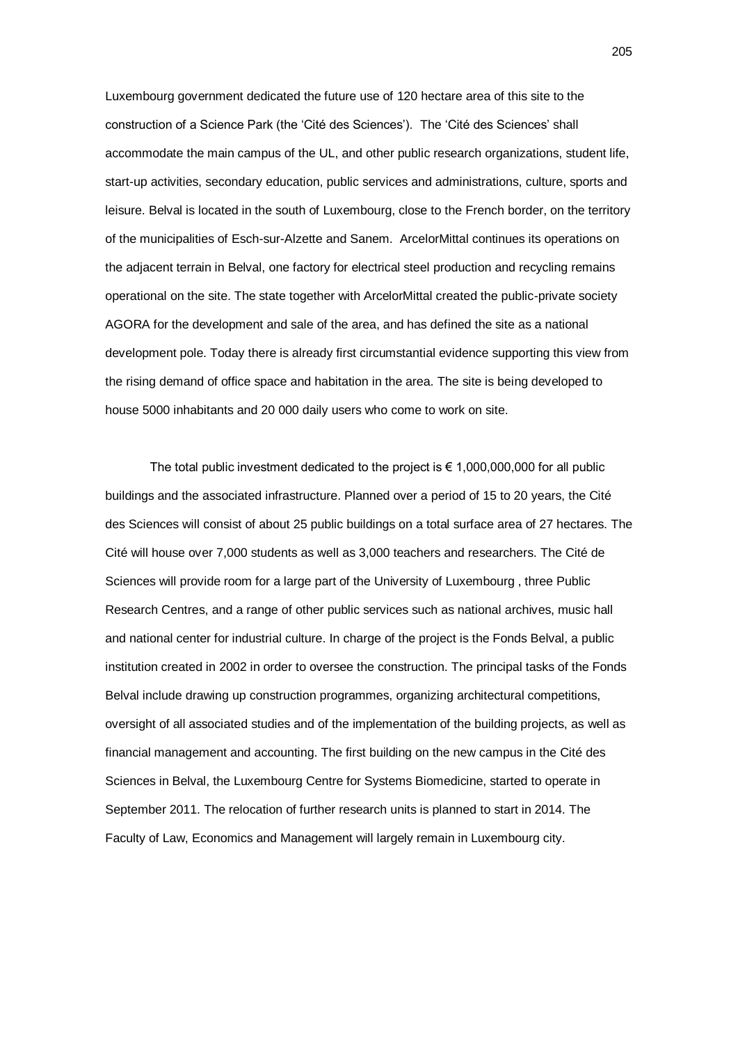Luxembourg government dedicated the future use of 120 hectare area of this site to the construction of a Science Park (the 'Cité des Sciences'). The 'Cité des Sciences' shall accommodate the main campus of the UL, and other public research organizations, student life, start-up activities, secondary education, public services and administrations, culture, sports and leisure. Belval is located in the south of Luxembourg, close to the French border, on the territory of the municipalities of Esch-sur-Alzette and Sanem. ArcelorMittal continues its operations on the adjacent terrain in Belval, one factory for electrical steel production and recycling remains operational on the site. The state together with ArcelorMittal created the public-private society AGORA for the development and sale of the area, and has defined the site as a national development pole. Today there is already first circumstantial evidence supporting this view from the rising demand of office space and habitation in the area. The site is being developed to house 5000 inhabitants and 20 000 daily users who come to work on site.

The total public investment dedicated to the project is € 1,000,000,000 for all public buildings and the associated infrastructure. Planned over a period of 15 to 20 years, the Cité des Sciences will consist of about 25 public buildings on a total surface area of 27 hectares. The Cité will house over 7,000 students as well as 3,000 teachers and researchers. The Cité de Sciences will provide room for a large part of the University of Luxembourg , three Public Research Centres, and a range of other public services such as national archives, music hall and national center for industrial culture. In charge of the project is the Fonds Belval, a public institution created in 2002 in order to oversee the construction. The principal tasks of the Fonds Belval include drawing up construction programmes, organizing architectural competitions, oversight of all associated studies and of the implementation of the building projects, as well as financial management and accounting. The first building on the new campus in the Cité des Sciences in Belval, the Luxembourg Centre for Systems Biomedicine, started to operate in September 2011. The relocation of further research units is planned to start in 2014. The Faculty of Law, Economics and Management will largely remain in Luxembourg city.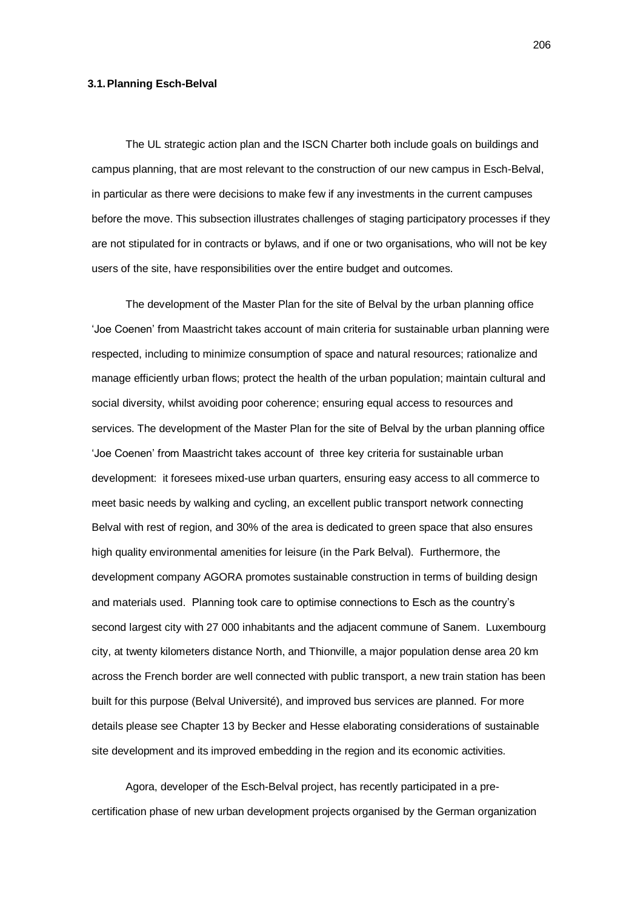### 3.1. Planning Esch-Belval

The UL strategic action plan and the ISCN Charter both include goals on buildings and campus planning, that are most relevant to the construction of our new campus in Esch-Belval, in particular as there were decisions to make few if any investments in the current campuses before the move. This subsection illustrates challenges of staging participatory processes if they are not stipulated for in contracts or bylaws, and if one or two organisations, who will not be key users of the site, have responsibilities over the entire budget and outcomes.

The development of the Master Plan for the site of Belval by the urban planning office 'Joe Coenen' from Maastricht takes account of main criteria for sustainable urban planning were respected, including to minimize consumption of space and natural resources; rationalize and manage efficiently urban flows; protect the health of the urban population; maintain cultural and social diversity, whilst avoiding poor coherence; ensuring equal access to resources and services. The development of the Master Plan for the site of Belval by the urban planning office 'Joe Coenen' from Maastricht takes account of three key criteria for sustainable urban development: it foresees mixed-use urban quarters, ensuring easy access to all commerce to meet basic needs by walking and cycling, an excellent public transport network connecting Belval with rest of region, and 30% of the area is dedicated to green space that also ensures high quality environmental amenities for leisure (in the Park Belval). Furthermore, the development company AGORA promotes sustainable construction in terms of building design and materials used. Planning took care to optimise connections to Esch as the country's second largest city with 27 000 inhabitants and the adjacent commune of Sanem. Luxembourg city, at twenty kilometers distance North, and Thionville, a major population dense area 20 km across the French border are well connected with public transport, a new train station has been built for this purpose (Belval Université), and improved bus services are planned. For more details please see Chapter 13 by Becker and Hesse elaborating considerations of sustainable site development and its improved embedding in the region and its economic activities.

Agora, developer of the Esch-Belval project, has recently participated in a pre-certification phase of new urban development projects organised by the German organization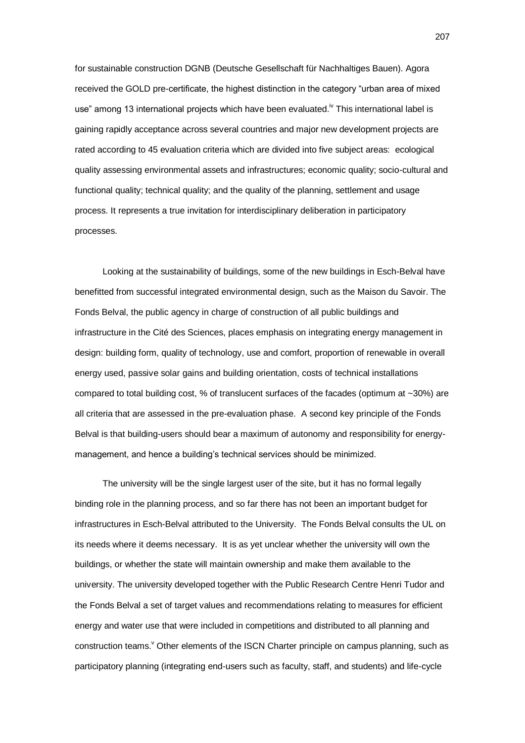for sustainable construction DGNB (Deutsche Gesellschaft für Nachhaltiges Bauen). Agora received the GOLD pre-certificate, the highest distinction in the category "urban area of mixed use" among 13 international projects which have been evaluated.[iv] This international label is gaining rapidly acceptance across several countries and major new development projects are rated according to 45 evaluation criteria which are divided into five subject areas: ecological quality assessing environmental assets and infrastructures; economic quality; socio-cultural and functional quality; technical quality; and the quality of the planning, settlement and usage process. It represents a true invitation for interdisciplinary deliberation in participatory processes.

Looking at the sustainability of buildings, some of the new buildings in Esch-Belval have benefitted from successful integrated environmental design, such as the Maison du Savoir. The Fonds Belval, the public agency in charge of construction of all public buildings and infrastructure in the Cité des Sciences, places emphasis on integrating energy management in design: building form, quality of technology, use and comfort, proportion of renewable in overall energy used, passive solar gains and building orientation, costs of technical installations compared to total building cost, % of translucent surfaces of the facades (optimum at ~30%) are all criteria that are assessed in the pre-evaluation phase. A second key principle of the Fonds Belval is that building-users should bear a maximum of autonomy and responsibility for energy-management, and hence a building's technical services should be minimized.

The university will be the single largest user of the site, but it has no formal legally binding role in the planning process, and so far there has not been an important budget for infrastructures in Esch-Belval attributed to the University. The Fonds Belval consults the UL on its needs where it deems necessary. It is as yet unclear whether the university will own the buildings, or whether the state will maintain ownership and make them available to the university. The university developed together with the Public Research Centre Henri Tudor and the Fonds Belval a set of target values and recommendations relating to measures for efficient energy and water use that were included in competitions and distributed to all planning and construction teams.[v] Other elements of the ISCN Charter principle on campus planning, such as participatory planning (integrating end-users such as faculty, staff, and students) and life-cycle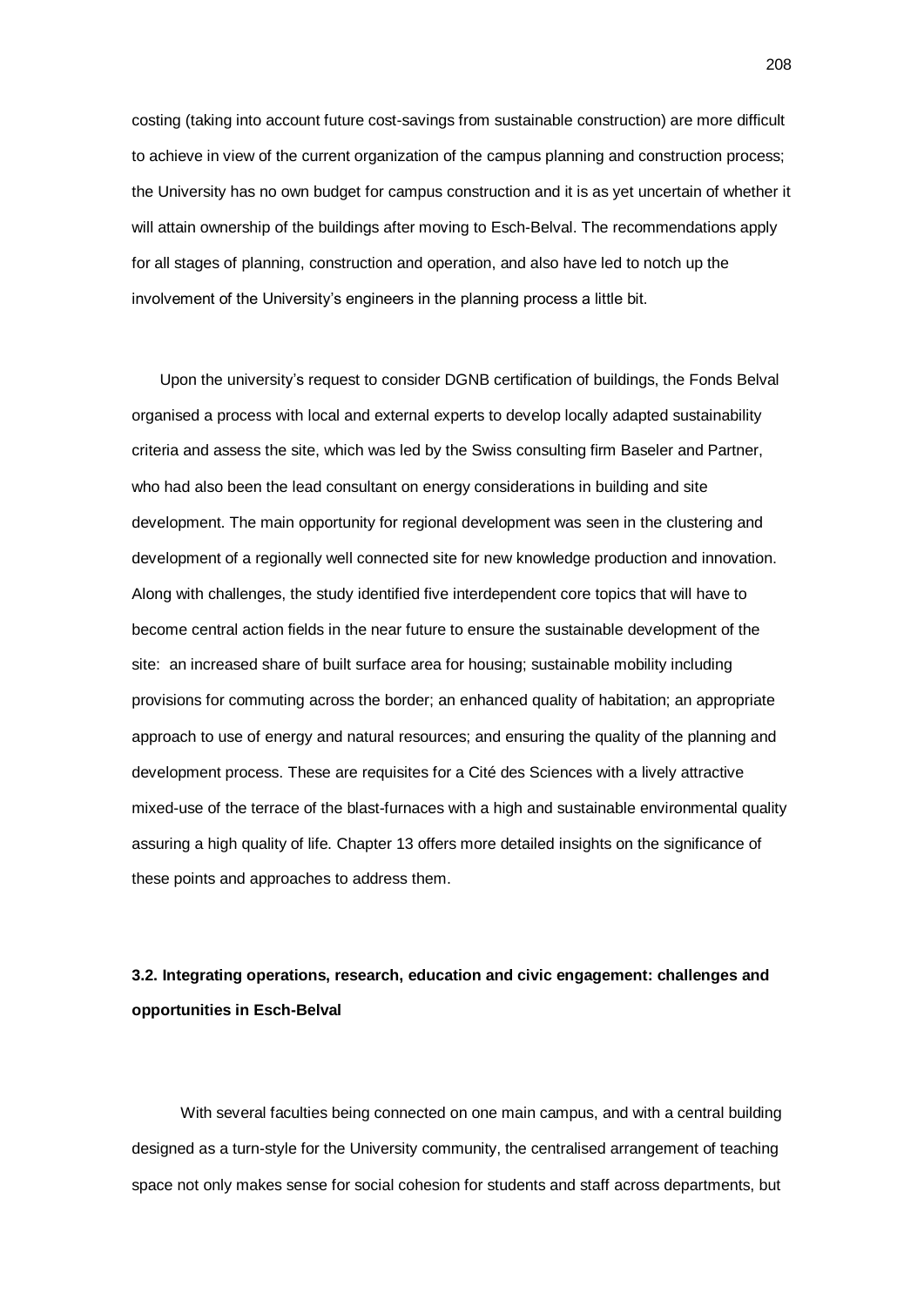costing (taking into account future cost-savings from sustainable construction) are more difficult to achieve in view of the current organization of the campus planning and construction process; the University has no own budget for campus construction and it is as yet uncertain of whether it will attain ownership of the buildings after moving to Esch-Belval. The recommendations apply for all stages of planning, construction and operation, and also have led to notch up the involvement of the University's engineers in the planning process a little bit.

Upon the university's request to consider DGNB certification of buildings, the Fonds Belval organised a process with local and external experts to develop locally adapted sustainability criteria and assess the site, which was led by the Swiss consulting firm Baseler and Partner, who had also been the lead consultant on energy considerations in building and site development. The main opportunity for regional development was seen in the clustering and development of a regionally well connected site for new knowledge production and innovation. Along with challenges, the study identified five interdependent core topics that will have to become central action fields in the near future to ensure the sustainable development of the site: an increased share of built surface area for housing; sustainable mobility including provisions for commuting across the border; an enhanced quality of habitation; an appropriate approach to use of energy and natural resources; and ensuring the quality of the planning and development process. These are requisites for a Cité des Sciences with a lively attractive mixed-use of the terrace of the blast-furnaces with a high and sustainable environmental quality assuring a high quality of life. Chapter 13 offers more detailed insights on the significance of these points and approaches to address them.

### 3.2. Integrating operations, research, education and civic engagement: challenges and opportunities in Esch-Belval

With several faculties being connected on one main campus, and with a central building designed as a turn-style for the University community, the centralised arrangement of teaching space not only makes sense for social cohesion for students and staff across departments, but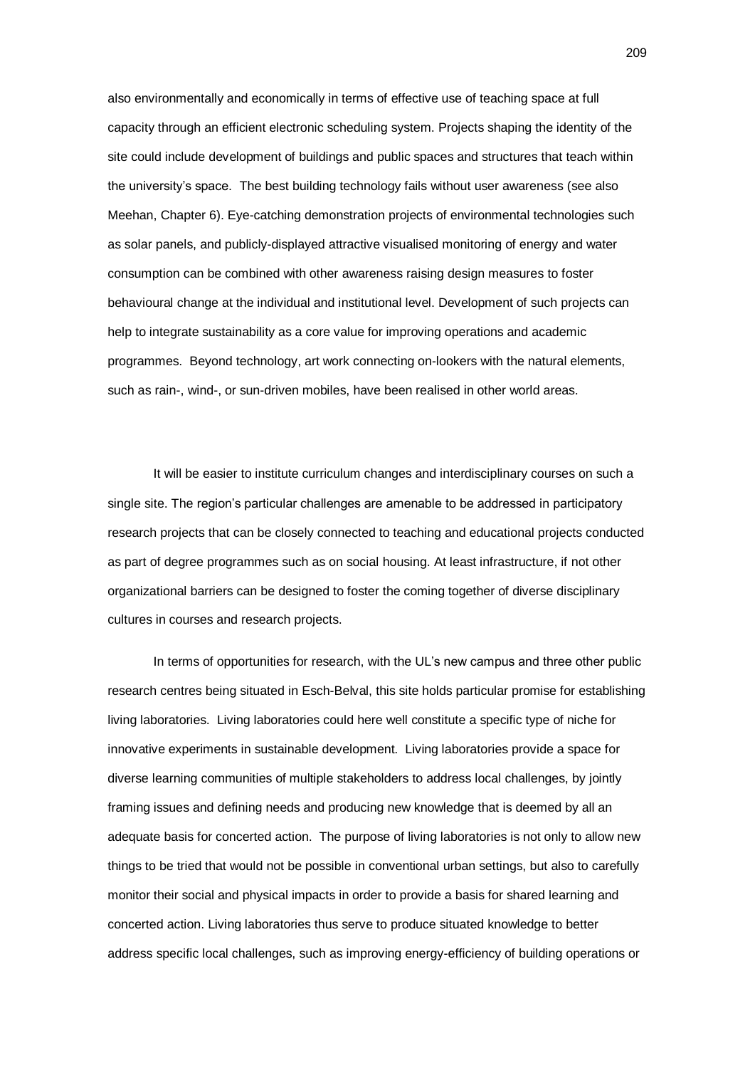also environmentally and economically in terms of effective use of teaching space at full capacity through an efficient electronic scheduling system. Projects shaping the identity of the site could include development of buildings and public spaces and structures that teach within the university's space. The best building technology fails without user awareness (see also Meehan, Chapter 6). Eye-catching demonstration projects of environmental technologies such as solar panels, and publicly-displayed attractive visualised monitoring of energy and water consumption can be combined with other awareness raising design measures to foster behavioural change at the individual and institutional level. Development of such projects can help to integrate sustainability as a core value for improving operations and academic programmes. Beyond technology, art work connecting on-lookers with the natural elements, such as rain-, wind-, or sun-driven mobiles, have been realised in other world areas.

It will be easier to institute curriculum changes and interdisciplinary courses on such a single site. The region's particular challenges are amenable to be addressed in participatory research projects that can be closely connected to teaching and educational projects conducted as part of degree programmes such as on social housing. At least infrastructure, if not other organizational barriers can be designed to foster the coming together of diverse disciplinary cultures in courses and research projects.

In terms of opportunities for research, with the UL's new campus and three other public research centres being situated in Esch-Belval, this site holds particular promise for establishing living laboratories. Living laboratories could here well constitute a specific type of niche for innovative experiments in sustainable development. Living laboratories provide a space for diverse learning communities of multiple stakeholders to address local challenges, by jointly framing issues and defining needs and producing new knowledge that is deemed by all an adequate basis for concerted action. The purpose of living laboratories is not only to allow new things to be tried that would not be possible in conventional urban settings, but also to carefully monitor their social and physical impacts in order to provide a basis for shared learning and concerted action. Living laboratories thus serve to produce situated knowledge to better address specific local challenges, such as improving energy-efficiency of building operations or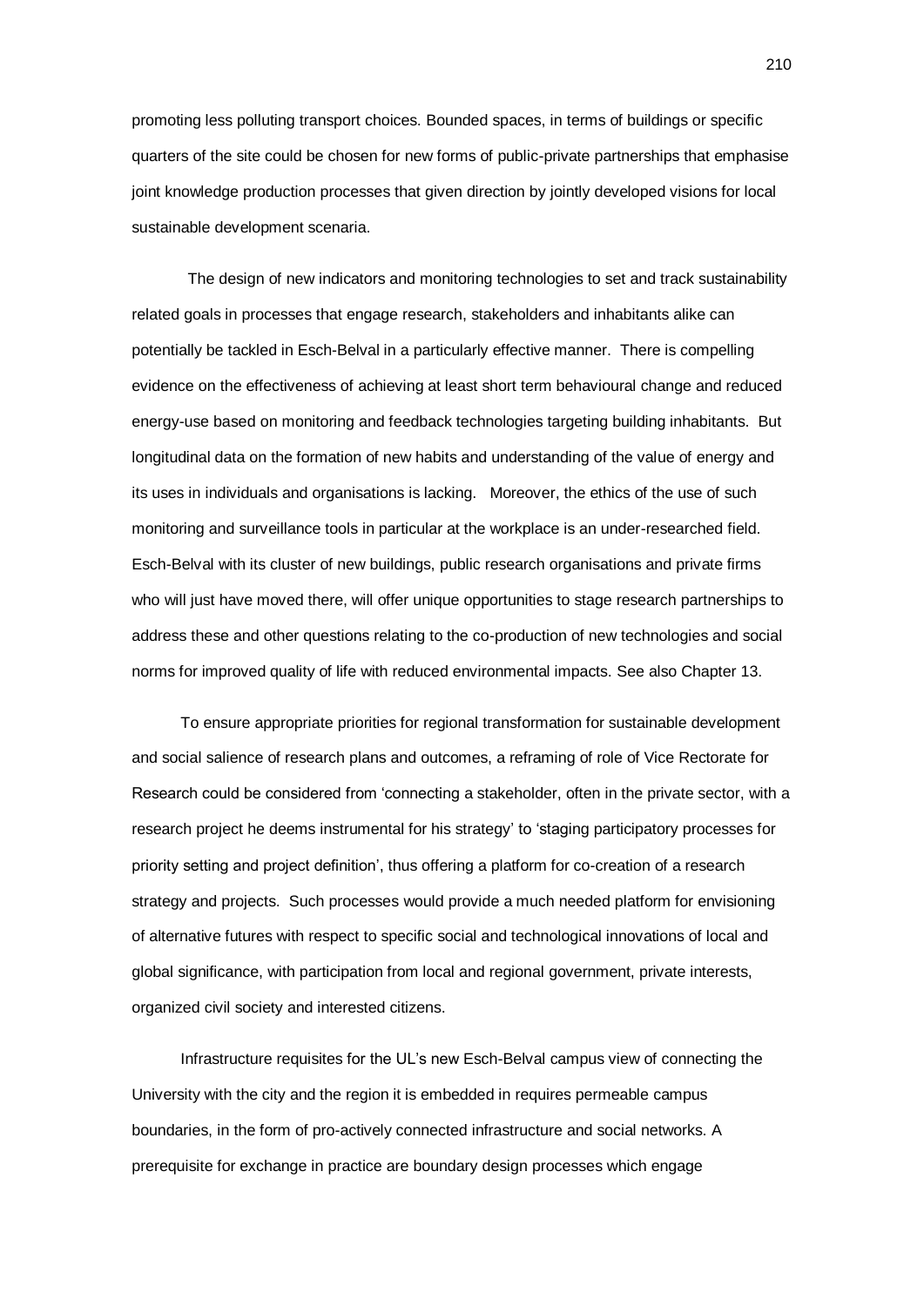promoting less polluting transport choices. Bounded spaces, in terms of buildings or specific quarters of the site could be chosen for new forms of public-private partnerships that emphasise joint knowledge production processes that given direction by jointly developed visions for local sustainable development scenaria.

The design of new indicators and monitoring technologies to set and track sustainability related goals in processes that engage research, stakeholders and inhabitants alike can potentially be tackled in Esch-Belval in a particularly effective manner. There is compelling evidence on the effectiveness of achieving at least short term behavioural change and reduced energy-use based on monitoring and feedback technologies targeting building inhabitants. But longitudinal data on the formation of new habits and understanding of the value of energy and its uses in individuals and organisations is lacking. Moreover, the ethics of the use of such monitoring and surveillance tools in particular at the workplace is an under-researched field. Esch-Belval with its cluster of new buildings, public research organisations and private firms who will just have moved there, will offer unique opportunities to stage research partnerships to address these and other questions relating to the co-production of new technologies and social norms for improved quality of life with reduced environmental impacts. See also Chapter 13.

To ensure appropriate priorities for regional transformation for sustainable development and social salience of research plans and outcomes, a reframing of role of Vice Rectorate for Research could be considered from 'connecting a stakeholder, often in the private sector, with a research project he deems instrumental for his strategy' to 'staging participatory processes for priority setting and project definition', thus offering a platform for co-creation of a research strategy and projects. Such processes would provide a much needed platform for envisioning of alternative futures with respect to specific social and technological innovations of local and global significance, with participation from local and regional government, private interests, organized civil society and interested citizens.

Infrastructure requisites for the UL's new Esch-Belval campus view of connecting the University with the city and the region it is embedded in requires permeable campus boundaries, in the form of pro-actively connected infrastructure and social networks. A prerequisite for exchange in practice are boundary design processes which engage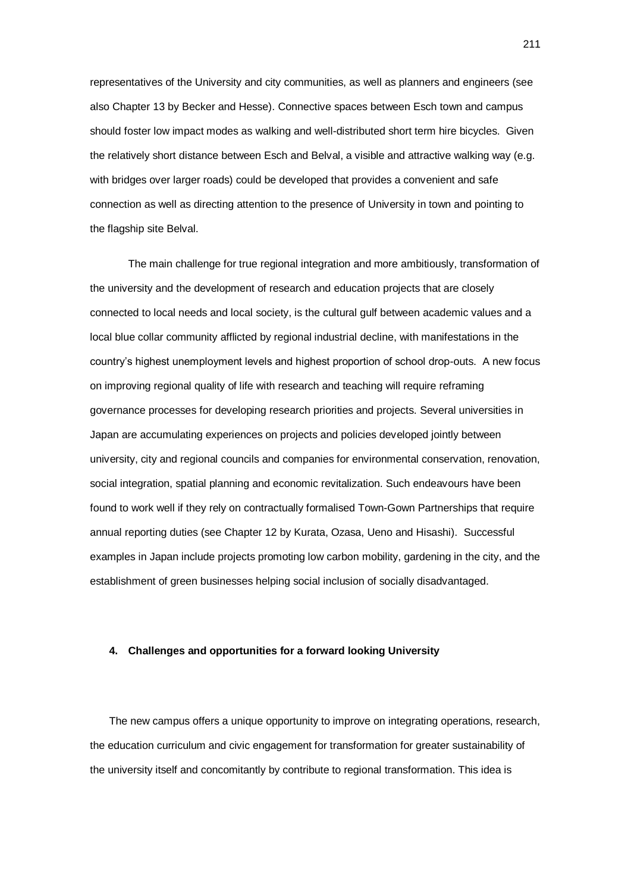representatives of the University and city communities, as well as planners and engineers (see also Chapter 13 by Becker and Hesse). Connective spaces between Esch town and campus should foster low impact modes as walking and well-distributed short term hire bicycles. Given the relatively short distance between Esch and Belval, a visible and attractive walking way (e.g. with bridges over larger roads) could be developed that provides a convenient and safe connection as well as directing attention to the presence of University in town and pointing to the flagship site Belval.

The main challenge for true regional integration and more ambitiously, transformation of the university and the development of research and education projects that are closely connected to local needs and local society, is the cultural gulf between academic values and a local blue collar community afflicted by regional industrial decline, with manifestations in the country's highest unemployment levels and highest proportion of school drop-outs. A new focus on improving regional quality of life with research and teaching will require reframing governance processes for developing research priorities and projects. Several universities in Japan are accumulating experiences on projects and policies developed jointly between university, city and regional councils and companies for environmental conservation, renovation, social integration, spatial planning and economic revitalization. Such endeavours have been found to work well if they rely on contractually formalised Town-Gown Partnerships that require annual reporting duties (see Chapter 12 by Kurata, Ozasa, Ueno and Hisashi). Successful examples in Japan include projects promoting low carbon mobility, gardening in the city, and the establishment of green businesses helping social inclusion of socially disadvantaged.

## 4. Challenges and opportunities for a forward looking University

The new campus offers a unique opportunity to improve on integrating operations, research, the education curriculum and civic engagement for transformation for greater sustainability of the university itself and concomitantly by contribute to regional transformation. This idea is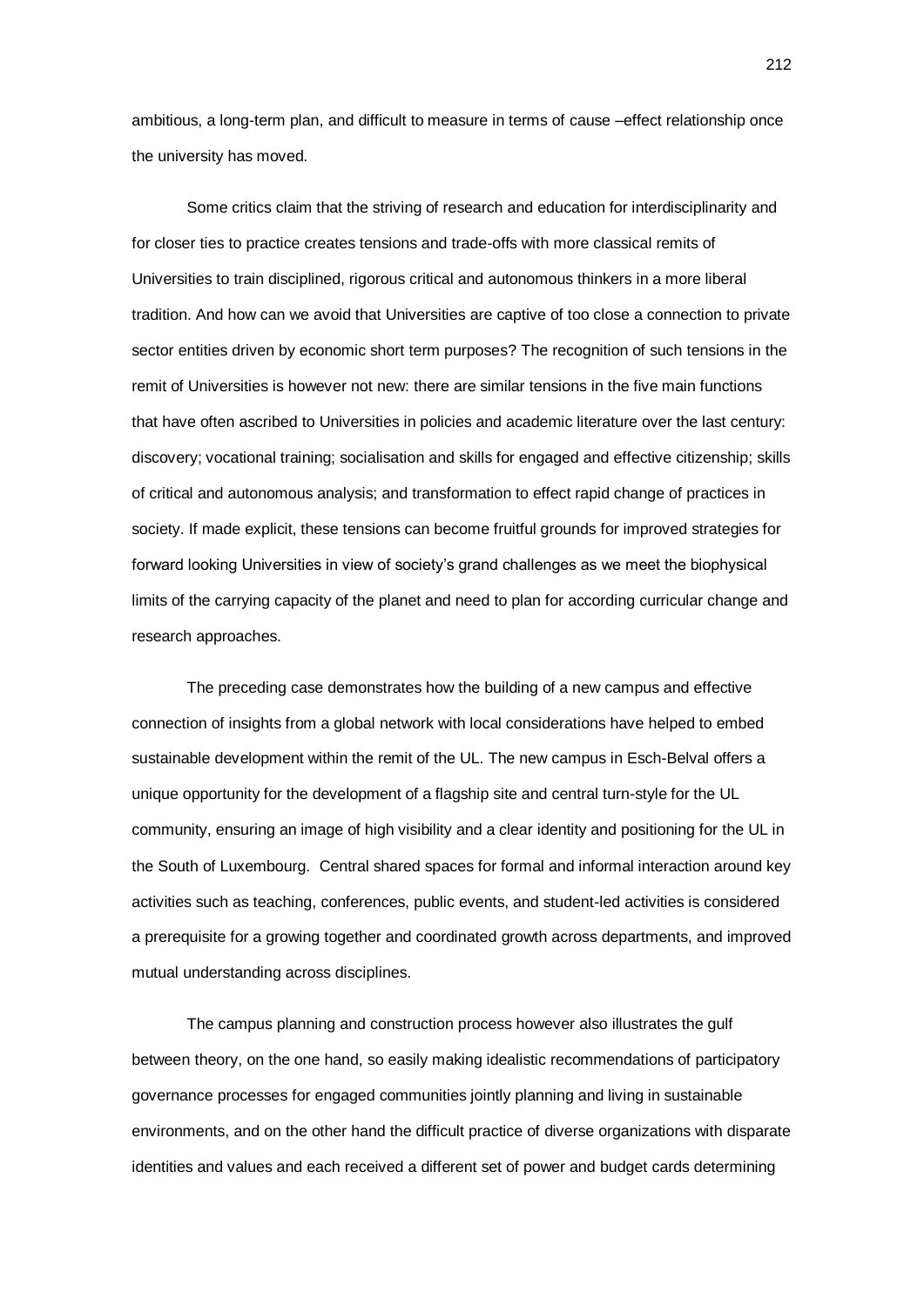ambitious, a long-term plan, and difficult to measure in terms of cause –effect relationship once the university has moved.

Some critics claim that the striving of research and education for interdisciplinarity and for closer ties to practice creates tensions and trade-offs with more classical remits of Universities to train disciplined, rigorous critical and autonomous thinkers in a more liberal tradition. And how can we avoid that Universities are captive of too close a connection to private sector entities driven by economic short term purposes? The recognition of such tensions in the remit of Universities is however not new: there are similar tensions in the five main functions that have often ascribed to Universities in policies and academic literature over the last century: discovery; vocational training; socialisation and skills for engaged and effective citizenship; skills of critical and autonomous analysis; and transformation to effect rapid change of practices in society. If made explicit, these tensions can become fruitful grounds for improved strategies for forward looking Universities in view of society's grand challenges as we meet the biophysical limits of the carrying capacity of the planet and need to plan for according curricular change and research approaches.

The preceding case demonstrates how the building of a new campus and effective connection of insights from a global network with local considerations have helped to embed sustainable development within the remit of the UL. The new campus in Esch-Belval offers a unique opportunity for the development of a flagship site and central turn-style for the UL community, ensuring an image of high visibility and a clear identity and positioning for the UL in the South of Luxembourg. Central shared spaces for formal and informal interaction around key activities such as teaching, conferences, public events, and student-led activities is considered a prerequisite for a growing together and coordinated growth across departments, and improved mutual understanding across disciplines.

The campus planning and construction process however also illustrates the gulf between theory, on the one hand, so easily making idealistic recommendations of participatory governance processes for engaged communities jointly planning and living in sustainable environments, and on the other hand the difficult practice of diverse organizations with disparate identities and values and each received a different set of power and budget cards determining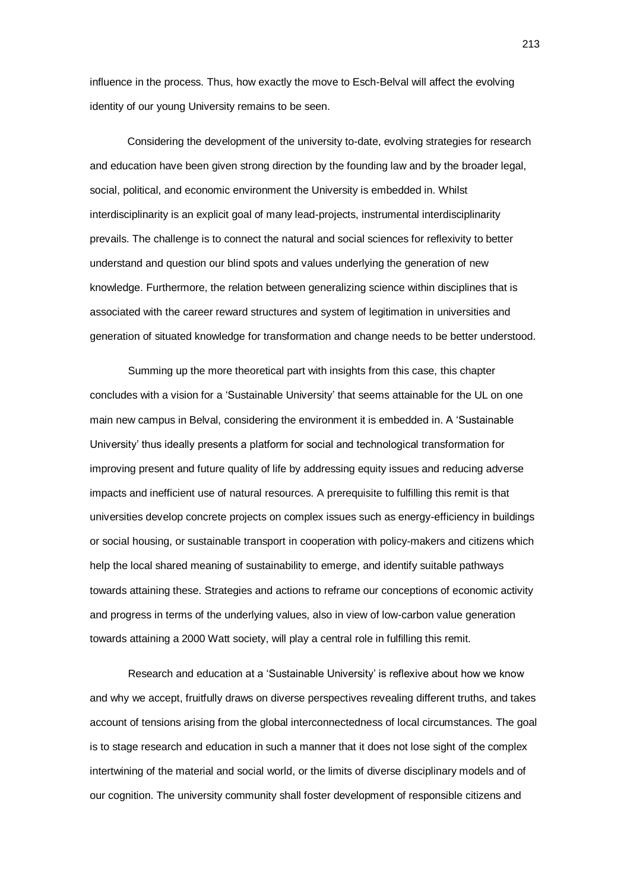influence in the process. Thus, how exactly the move to Esch-Belval will affect the evolving identity of our young University remains to be seen.

Considering the development of the university to-date, evolving strategies for research and education have been given strong direction by the founding law and by the broader legal, social, political, and economic environment the University is embedded in. Whilst interdisciplinarity is an explicit goal of many lead-projects, instrumental interdisciplinarity prevails. The challenge is to connect the natural and social sciences for reflexivity to better understand and question our blind spots and values underlying the generation of new knowledge. Furthermore, the relation between generalizing science within disciplines that is associated with the career reward structures and system of legitimation in universities and generation of situated knowledge for transformation and change needs to be better understood.

Summing up the more theoretical part with insights from this case, this chapter concludes with a vision for a 'Sustainable University' that seems attainable for the UL on one main new campus in Belval, considering the environment it is embedded in. A 'Sustainable University' thus ideally presents a platform for social and technological transformation for improving present and future quality of life by addressing equity issues and reducing adverse impacts and inefficient use of natural resources. A prerequisite to fulfilling this remit is that universities develop concrete projects on complex issues such as energy-efficiency in buildings or social housing, or sustainable transport in cooperation with policy-makers and citizens which help the local shared meaning of sustainability to emerge, and identify suitable pathways towards attaining these. Strategies and actions to reframe our conceptions of economic activity and progress in terms of the underlying values, also in view of low-carbon value generation towards attaining a 2000 Watt society, will play a central role in fulfilling this remit.

Research and education at a 'Sustainable University' is reflexive about how we know and why we accept, fruitfully draws on diverse perspectives revealing different truths, and takes account of tensions arising from the global interconnectedness of local circumstances. The goal is to stage research and education in such a manner that it does not lose sight of the complex intertwining of the material and social world, or the limits of diverse disciplinary models and of our cognition. The university community shall foster development of responsible citizens and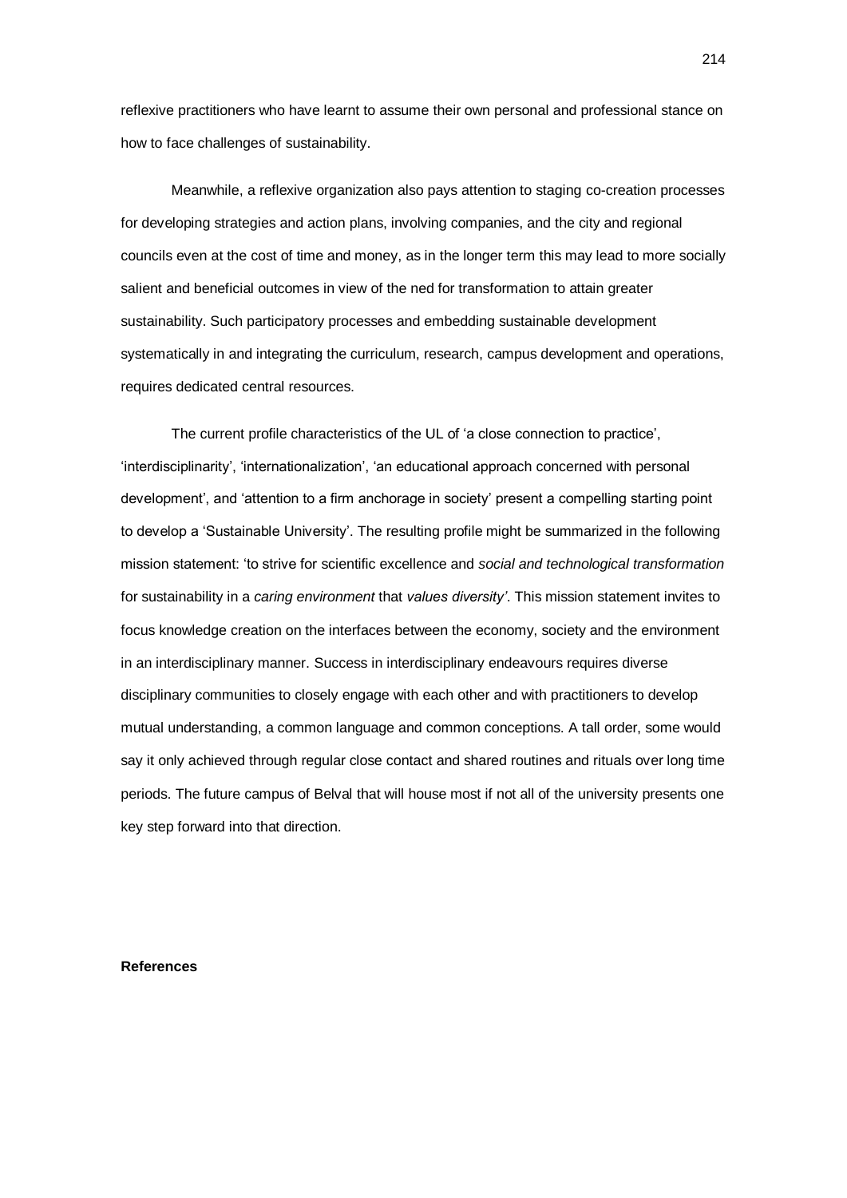reflexive practitioners who have learnt to assume their own personal and professional stance on how to face challenges of sustainability.

Meanwhile, a reflexive organization also pays attention to staging co-creation processes for developing strategies and action plans, involving companies, and the city and regional councils even at the cost of time and money, as in the longer term this may lead to more socially salient and beneficial outcomes in view of the ned for transformation to attain greater sustainability. Such participatory processes and embedding sustainable development systematically in and integrating the curriculum, research, campus development and operations, requires dedicated central resources.

The current profile characteristics of the UL of 'a close connection to practice', 'interdisciplinarity', 'internationalization', 'an educational approach concerned with personal development', and 'attention to a firm anchorage in society' present a compelling starting point to develop a 'Sustainable University'. The resulting profile might be summarized in the following mission statement: 'to strive for scientific excellence and *social and technological transformation* for sustainability in a *caring environment* that *values diversity'*. This mission statement invites to focus knowledge creation on the interfaces between the economy, society and the environment in an interdisciplinary manner. Success in interdisciplinary endeavours requires diverse disciplinary communities to closely engage with each other and with practitioners to develop mutual understanding, a common language and common conceptions. A tall order, some would say it only achieved through regular close contact and shared routines and rituals over long time periods. The future campus of Belval that will house most if not all of the university presents one key step forward into that direction.

**References**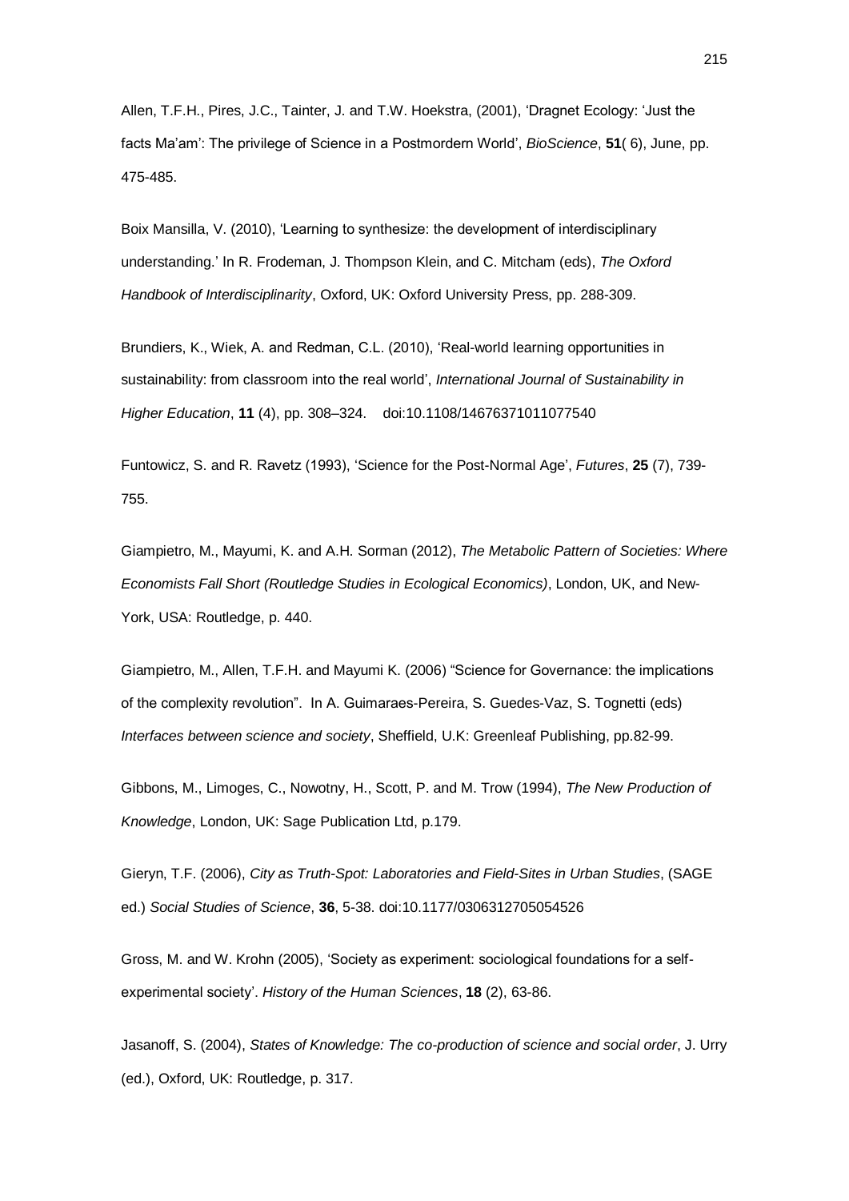Allen, T.F.H., Pires, J.C., Tainter, J. and T.W. Hoekstra, (2001), 'Dragnet Ecology: 'Just the facts Ma'am': The privilege of Science in a Postmordern World', *BioScience*, **51**( 6), June, pp. 475-485.

Boix Mansilla, V. (2010), 'Learning to synthesize: the development of interdisciplinary understanding.' In R. Frodeman, J. Thompson Klein, and C. Mitcham (eds), *The Oxford Handbook of Interdisciplinarity*, Oxford, UK: Oxford University Press, pp. 288-309.

Brundiers, K., Wiek, A. and Redman, C.L. (2010), 'Real-world learning opportunities in sustainability: from classroom into the real world', *International Journal of Sustainability in Higher Education*, **11** (4), pp. 308–324. doi:10.1108/14676371011077540

Funtowicz, S. and R. Ravetz (1993), 'Science for the Post-Normal Age', *Futures*, **25** (7), 739-755.

Giampietro, M., Mayumi, K. and A.H. Sorman (2012), *The Metabolic Pattern of Societies: Where Economists Fall Short (Routledge Studies in Ecological Economics)*, London, UK, and New-York, USA: Routledge, p. 440.

Giampietro, M., Allen, T.F.H. and Mayumi K. (2006) "Science for Governance: the implications of the complexity revolution". In A. Guimaraes-Pereira, S. Guedes-Vaz, S. Tognetti (eds) *Interfaces between science and society*, Sheffield, U.K: Greenleaf Publishing, pp.82-99.

Gibbons, M., Limoges, C., Nowotny, H., Scott, P. and M. Trow (1994), *The New Production of Knowledge*, London, UK: Sage Publication Ltd, p.179.

Gieryn, T.F. (2006), *City as Truth-Spot: Laboratories and Field-Sites in Urban Studies*, (SAGE ed.) *Social Studies of Science*, **36**, 5-38. doi:10.1177/0306312705054526

Gross, M. and W. Krohn (2005), 'Society as experiment: sociological foundations for a self-experimental society'. *History of the Human Sciences*, **18** (2), 63-86.

Jasanoff, S. (2004), *States of Knowledge: The co-production of science and social order*, J. Urry (ed.), Oxford, UK: Routledge, p. 317.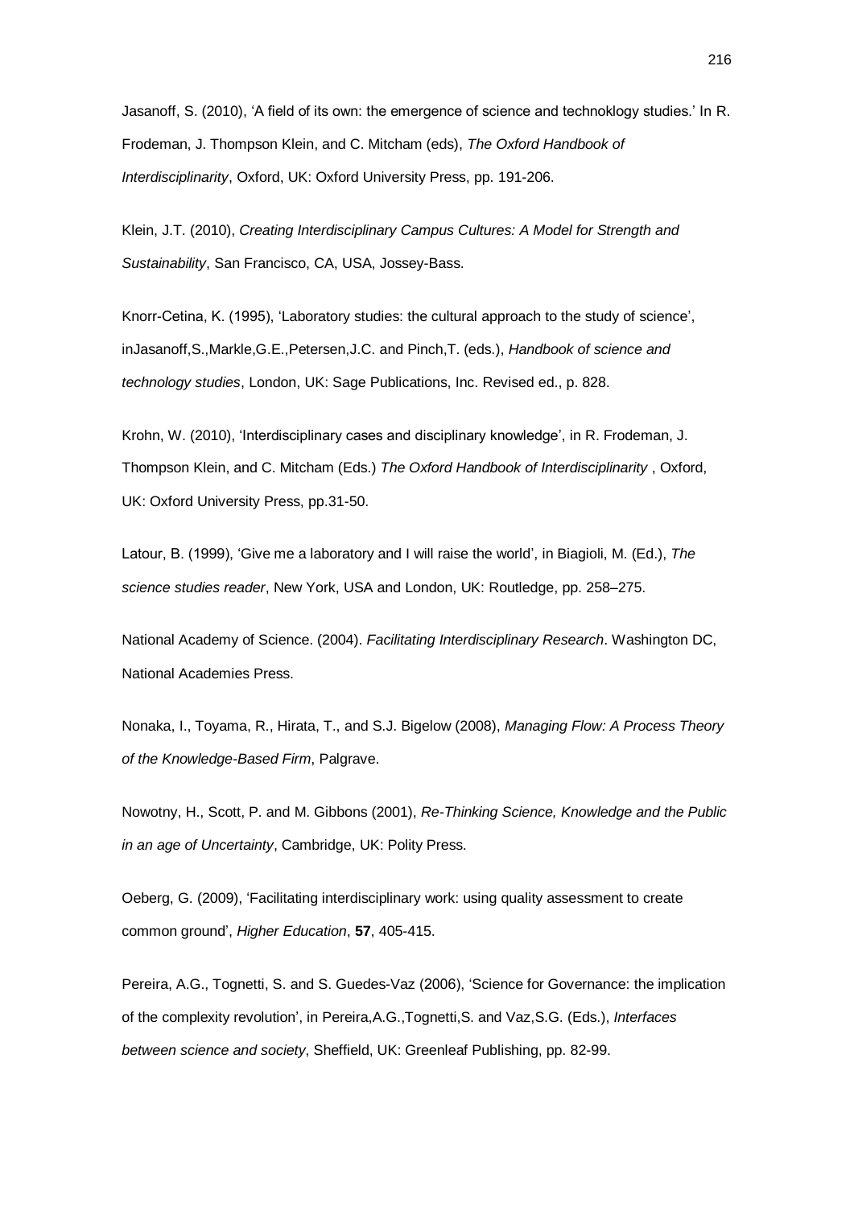Jasanoff, S. (2010), 'A field of its own: the emergence of science and technoklogy studies.' In R. Frodeman, J. Thompson Klein, and C. Mitcham (eds), *The Oxford Handbook of Interdisciplinarity*, Oxford, UK: Oxford University Press, pp. 191-206.

Klein, J.T. (2010), *Creating Interdisciplinary Campus Cultures: A Model for Strength and Sustainability*, San Francisco, CA, USA, Jossey-Bass.

Knorr-Cetina, K. (1995), 'Laboratory studies: the cultural approach to the study of science', inJasanoff,S.,Markle,G.E.,Petersen,J.C. and Pinch,T. (eds.), *Handbook of science and technology studies*, London, UK: Sage Publications, Inc. Revised ed., p. 828.

Krohn, W. (2010), 'Interdisciplinary cases and disciplinary knowledge', in R. Frodeman, J. Thompson Klein, and C. Mitcham (Eds.) *The Oxford Handbook of Interdisciplinarity* , Oxford, UK: Oxford University Press, pp.31-50.

Latour, B. (1999), 'Give me a laboratory and I will raise the world', in Biagioli, M. (Ed.), *The science studies reader*, New York, USA and London, UK: Routledge, pp. 258–275.

National Academy of Science. (2004). *Facilitating Interdisciplinary Research*. Washington DC, National Academies Press.

Nonaka, I., Toyama, R., Hirata, T., and S.J. Bigelow (2008), *Managing Flow: A Process Theory of the Knowledge-Based Firm*, Palgrave.

Nowotny, H., Scott, P. and M. Gibbons (2001), *Re-Thinking Science, Knowledge and the Public in an age of Uncertainty*, Cambridge, UK: Polity Press.

Oeberg, G. (2009), 'Facilitating interdisciplinary work: using quality assessment to create common ground', *Higher Education*, **57**, 405-415.

Pereira, A.G., Tognetti, S. and S. Guedes-Vaz (2006), 'Science for Governance: the implication of the complexity revolution', in Pereira,A.G.,Tognetti,S. and Vaz,S.G. (Eds.), *Interfaces between science and society*, Sheffield, UK: Greenleaf Publishing, pp. 82-99.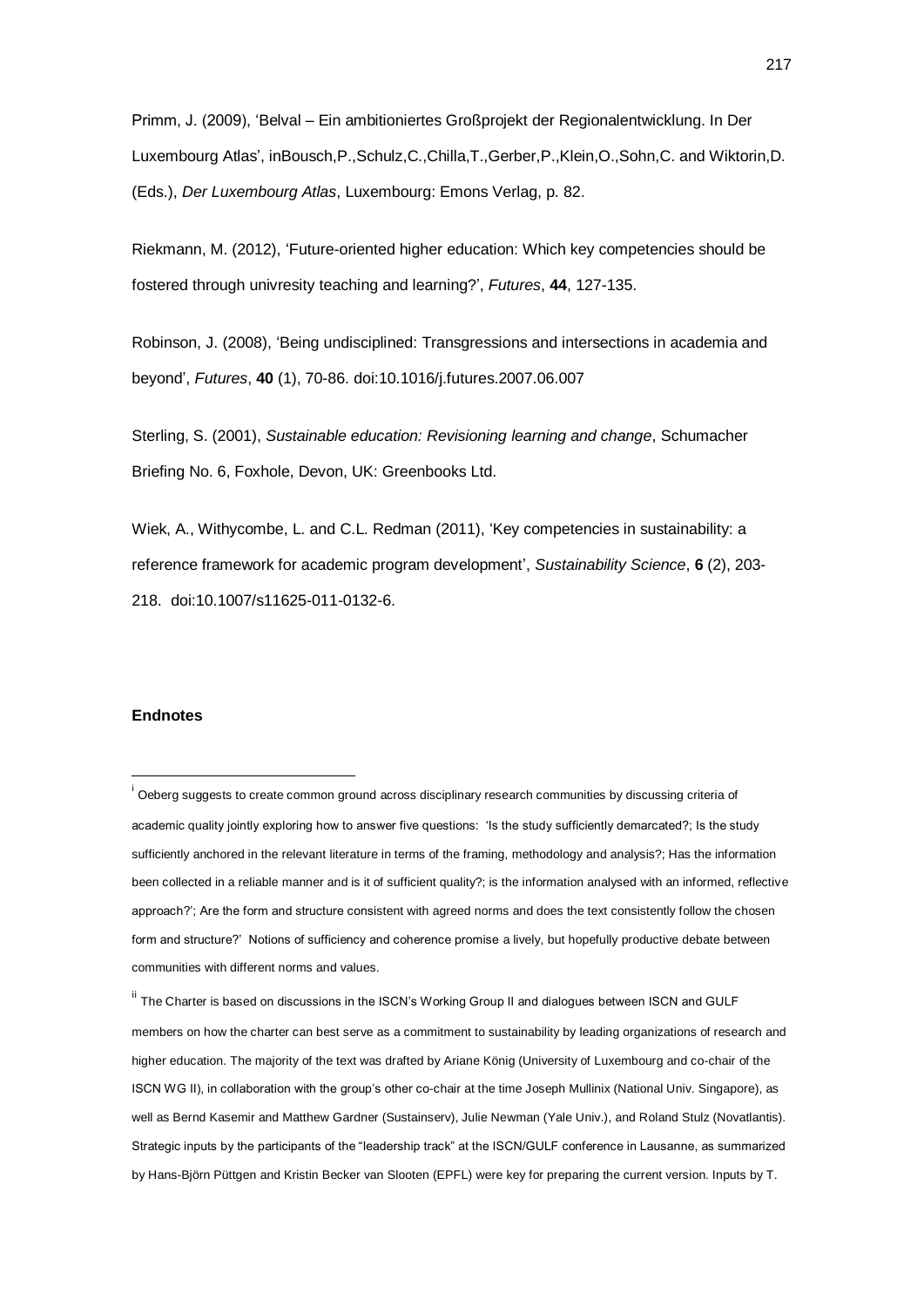Primm, J. (2009), 'Belval – Ein ambitioniertes Großprojekt der Regionalentwicklung. In Der Luxembourg Atlas', inBousch,P.,Schulz,C.,Chilla,T.,Gerber,P.,Klein,O.,Sohn,C. and Wiktorin,D. (Eds.), *Der Luxembourg Atlas*, Luxembourg: Emons Verlag, p. 82.

Riekmann, M. (2012), 'Future-oriented higher education: Which key competencies should be fostered through univresity teaching and learning?', *Futures*, **44**, 127-135.

Robinson, J. (2008), 'Being undisciplined: Transgressions and intersections in academia and beyond', *Futures*, **40** (1), 70-86. doi:10.1016/j.futures.2007.06.007

Sterling, S. (2001), *Sustainable education: Revisioning learning and change*, Schumacher Briefing No. 6, Foxhole, Devon, UK: Greenbooks Ltd.

Wiek, A., Withycombe, L. and C.L. Redman (2011), 'Key competencies in sustainability: a reference framework for academic program development', *Sustainability Science*, **6** (2), 203-218. doi:10.1007/s11625-011-0132-6.

**Endnotes**

[i] Oeberg suggests to create common ground across disciplinary research communities by discussing criteria of academic quality jointly exploring how to answer five questions: 'Is the study sufficiently demarcated?; Is the study sufficiently anchored in the relevant literature in terms of the framing, methodology and analysis?; Has the information been collected in a reliable manner and is it of sufficient quality?; is the information analysed with an informed, reflective approach?'; Are the form and structure consistent with agreed norms and does the text consistently follow the chosen form and structure?' Notions of sufficiency and coherence promise a lively, but hopefully productive debate between communities with different norms and values.

[ii] The Charter is based on discussions in the ISCN's Working Group II and dialogues between ISCN and GULF members on how the charter can best serve as a commitment to sustainability by leading organizations of research and higher education. The majority of the text was drafted by Ariane König (University of Luxembourg and co-chair of the ISCN WG II), in collaboration with the group's other co-chair at the time Joseph Mullinix (National Univ. Singapore), as well as Bernd Kasemir and Matthew Gardner (Sustainserv), Julie Newman (Yale Univ.), and Roland Stulz (Novatlantis). Strategic inputs by the participants of the "leadership track" at the ISCN/GULF conference in Lausanne, as summarized by Hans-Björn Püttgen and Kristin Becker van Slooten (EPFL) were key for preparing the current version. Inputs by T.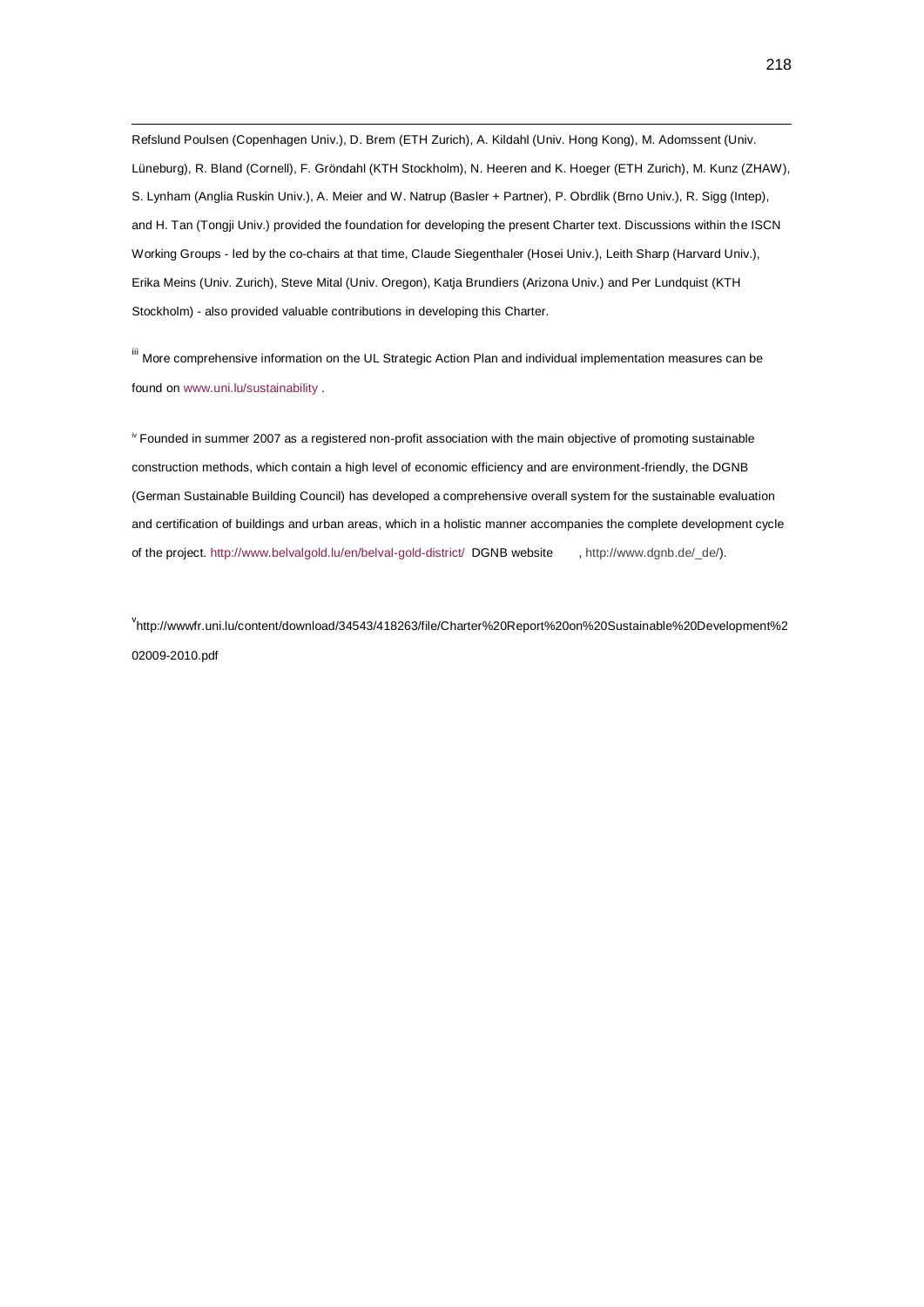Refslund Poulsen (Copenhagen Univ.), D. Brem (ETH Zurich), A. Kildahl (Univ. Hong Kong), M. Adomssent (Univ. Lüneburg), R. Bland (Cornell), F. Gröndahl (KTH Stockholm), N. Heeren and K. Hoeger (ETH Zurich), M. Kunz (ZHAW), S. Lynham (Anglia Ruskin Univ.), A. Meier and W. Natrup (Basler + Partner), P. Obrdlik (Brno Univ.), R. Sigg (Intep), and H. Tan (Tongji Univ.) provided the foundation for developing the present Charter text. Discussions within the ISCN Working Groups - led by the co-chairs at that time, Claude Siegenthaler (Hosei Univ.), Leith Sharp (Harvard Univ.), Erika Meins (Univ. Zurich), Steve Mital (Univ. Oregon), Katja Brundiers (Arizona Univ.) and Per Lundquist (KTH Stockholm) - also provided valuable contributions in developing this Charter.

[iii] More comprehensive information on the UL Strategic Action Plan and individual implementation measures can be found on www.uni.lu/sustainability .

[iv] Founded in summer 2007 as a registered non-profit association with the main objective of promoting sustainable construction methods, which contain a high level of economic efficiency and are environment-friendly, the DGNB (German Sustainable Building Council) has developed a comprehensive overall system for the sustainable evaluation and certification of buildings and urban areas, which in a holistic manner accompanies the complete development cycle of the project. http://www.belvalgold.lu/en/belval-gold-district/ DGNB website , http://www.dgnb.de/_de/).

[v] http://wwwfr.uni.lu/content/download/34543/418263/file/Charter%20Report%20on%20Sustainable%20Development%202009-2010.pdf